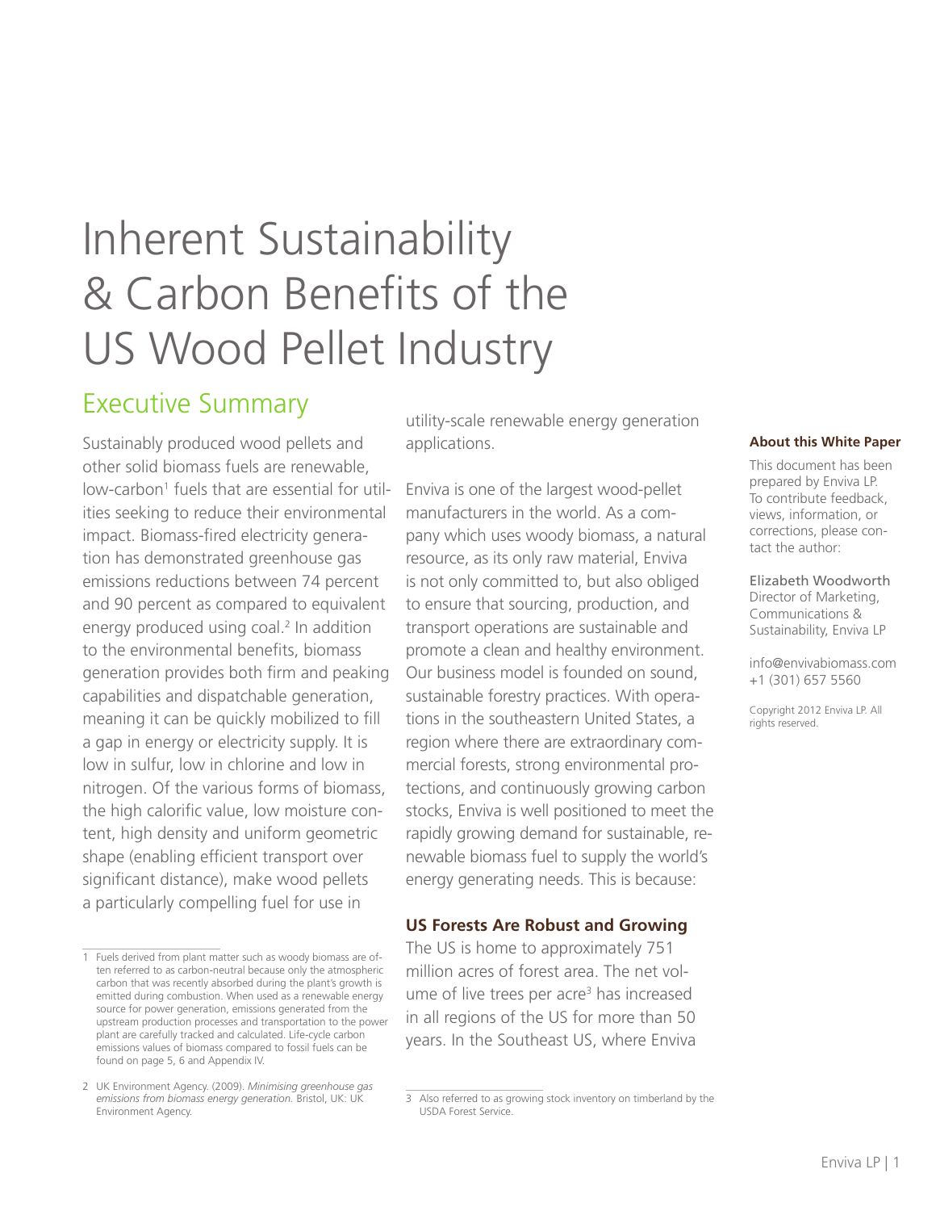# Inherent Sustainability & Carbon Benefits of the US Wood Pellet Industry

## Executive Summary

Sustainably produced wood pellets and other solid biomass fuels are renewable, low-carbon[1] fuels that are essential for utilities seeking to reduce their environmental impact. Biomass-fired electricity generation has demonstrated greenhouse gas emissions reductions between 74 percent and 90 percent as compared to equivalent energy produced using coal.[2] In addition to the environmental benefits, biomass generation provides both firm and peaking capabilities and dispatchable generation, meaning it can be quickly mobilized to fill a gap in energy or electricity supply. It is low in sulfur, low in chlorine and low in nitrogen. Of the various forms of biomass, the high calorific value, low moisture content, high density and uniform geometric shape (enabling efficient transport over significant distance), make wood pellets a particularly compelling fuel for use in utility-scale renewable energy generation applications.

Enviva is one of the largest wood-pellet manufacturers in the world. As a company which uses woody biomass, a natural resource, as its only raw material, Enviva is not only committed to, but also obliged to ensure that sourcing, production, and transport operations are sustainable and promote a clean and healthy environment. Our business model is founded on sound, sustainable forestry practices. With operations in the southeastern United States, a region where there are extraordinary commercial forests, strong environmental protections, and continuously growing carbon stocks, Enviva is well positioned to meet the rapidly growing demand for sustainable, renewable biomass fuel to supply the world's energy generating needs. This is because:

### US Forests Are Robust and Growing

The US is home to approximately 751 million acres of forest area. The net volume of live trees per acre[3] has increased in all regions of the US for more than 50 years. In the Southeast US, where Enviva

1 Fuels derived from plant matter such as woody biomass are often referred to as carbon-neutral because only the atmospheric carbon that was recently absorbed during the plant's growth is emitted during combustion. When used as a renewable energy source for power generation, emissions generated from the upstream production processes and transportation to the power plant are carefully tracked and calculated. Life-cycle carbon emissions values of biomass compared to fossil fuels can be found on page 5, 6 and Appendix IV.

2 UK Environment Agency. (2009). *Minimising greenhouse gas emissions from biomass energy generation.* Bristol, UK: UK Environment Agency.

3 Also referred to as growing stock inventory on timberland by the USDA Forest Service.

**About this White Paper**

This document has been prepared by Enviva LP. To contribute feedback, views, information, or corrections, please contact the author:

Elizabeth Woodworth
Director of Marketing, Communications & Sustainability, Enviva LP

info@envivabiomass.com
+1 (301) 657 5560

Copyright 2012 Enviva LP. All rights reserved.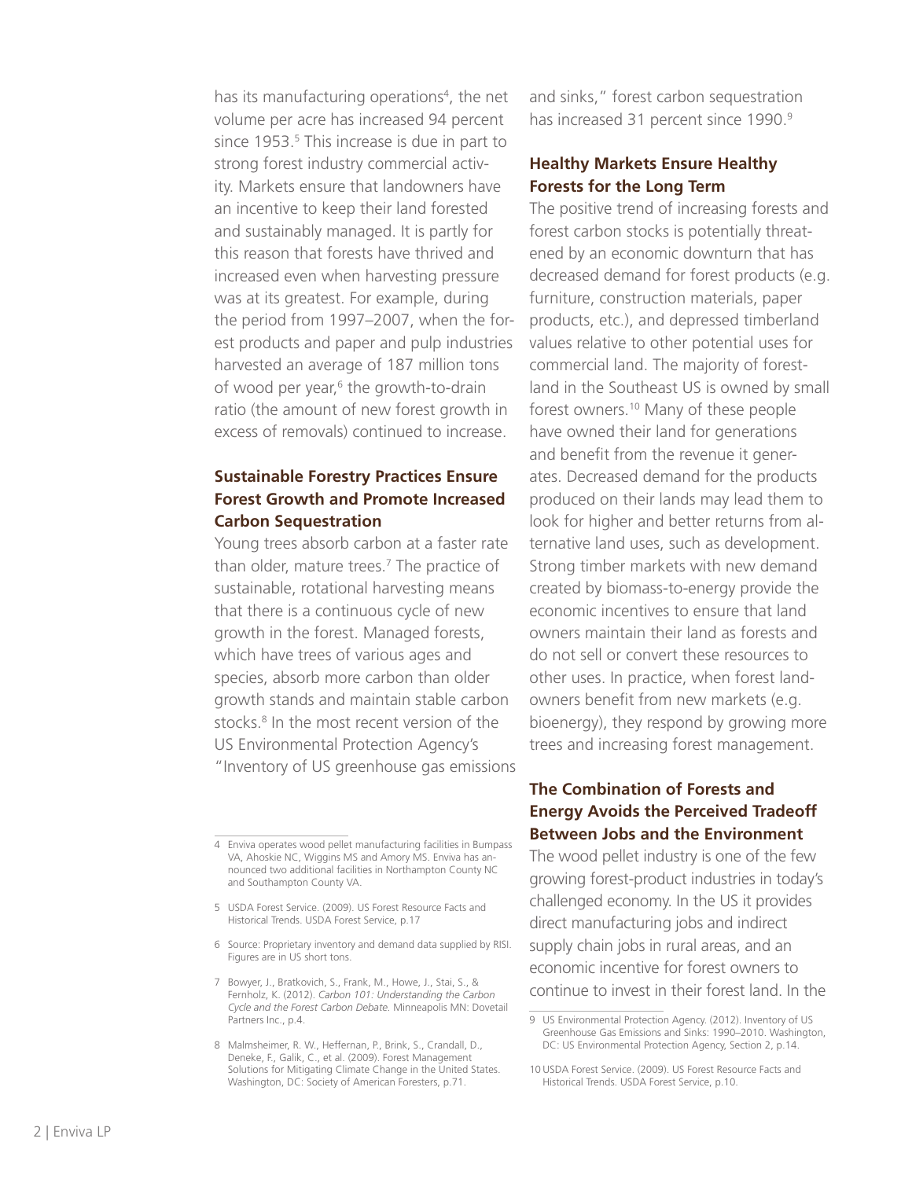has its manufacturing operations[4], the net volume per acre has increased 94 percent since 1953.[5] This increase is due in part to strong forest industry commercial activity. Markets ensure that landowners have an incentive to keep their land forested and sustainably managed. It is partly for this reason that forests have thrived and increased even when harvesting pressure was at its greatest. For example, during the period from 1997–2007, when the forest products and paper and pulp industries harvested an average of 187 million tons of wood per year,[6] the growth-to-drain ratio (the amount of new forest growth in excess of removals) continued to increase.

## Sustainable Forestry Practices Ensure Forest Growth and Promote Increased Carbon Sequestration

Young trees absorb carbon at a faster rate than older, mature trees.[7] The practice of sustainable, rotational harvesting means that there is a continuous cycle of new growth in the forest. Managed forests, which have trees of various ages and species, absorb more carbon than older growth stands and maintain stable carbon stocks.[8] In the most recent version of the US Environmental Protection Agency's "Inventory of US greenhouse gas emissions and sinks," forest carbon sequestration has increased 31 percent since 1990.[9]

## Healthy Markets Ensure Healthy Forests for the Long Term

The positive trend of increasing forests and forest carbon stocks is potentially threatened by an economic downturn that has decreased demand for forest products (e.g. furniture, construction materials, paper products, etc.), and depressed timberland values relative to other potential uses for commercial land. The majority of forestland in the Southeast US is owned by small forest owners.[10] Many of these people have owned their land for generations and benefit from the revenue it generates. Decreased demand for the products produced on their lands may lead them to look for higher and better returns from alternative land uses, such as development. Strong timber markets with new demand created by biomass-to-energy provide the economic incentives to ensure that land owners maintain their land as forests and do not sell or convert these resources to other uses. In practice, when forest landowners benefit from new markets (e.g. bioenergy), they respond by growing more trees and increasing forest management.

## The Combination of Forests and Energy Avoids the Perceived Tradeoff Between Jobs and the Environment

The wood pellet industry is one of the few growing forest-product industries in today's challenged economy. In the US it provides direct manufacturing jobs and indirect supply chain jobs in rural areas, and an economic incentive for forest owners to continue to invest in their forest land. In the

---

4 Enviva operates wood pellet manufacturing facilities in Bumpass VA, Ahoskie NC, Wiggins MS and Amory MS. Enviva has announced two additional facilities in Northampton County NC and Southampton County VA.

5 USDA Forest Service. (2009). US Forest Resource Facts and Historical Trends. USDA Forest Service, p.17

6 Source: Proprietary inventory and demand data supplied by RISI. Figures are in US short tons.

7 Bowyer, J., Bratkovich, S., Frank, M., Howe, J., Stai, S., & Fernholz, K. (2012). *Carbon 101: Understanding the Carbon Cycle and the Forest Carbon Debate.* Minneapolis MN: Dovetail Partners Inc., p.4.

8 Malmsheimer, R. W., Heffernan, P., Brink, S., Crandall, D., Deneke, F., Galik, C., et al. (2009). Forest Management Solutions for Mitigating Climate Change in the United States. Washington, DC: Society of American Foresters, p.71.

9 US Environmental Protection Agency. (2012). Inventory of US Greenhouse Gas Emissions and Sinks: 1990–2010. Washington, DC: US Environmental Protection Agency, Section 2, p.14.

10 USDA Forest Service. (2009). US Forest Resource Facts and Historical Trends. USDA Forest Service, p.10.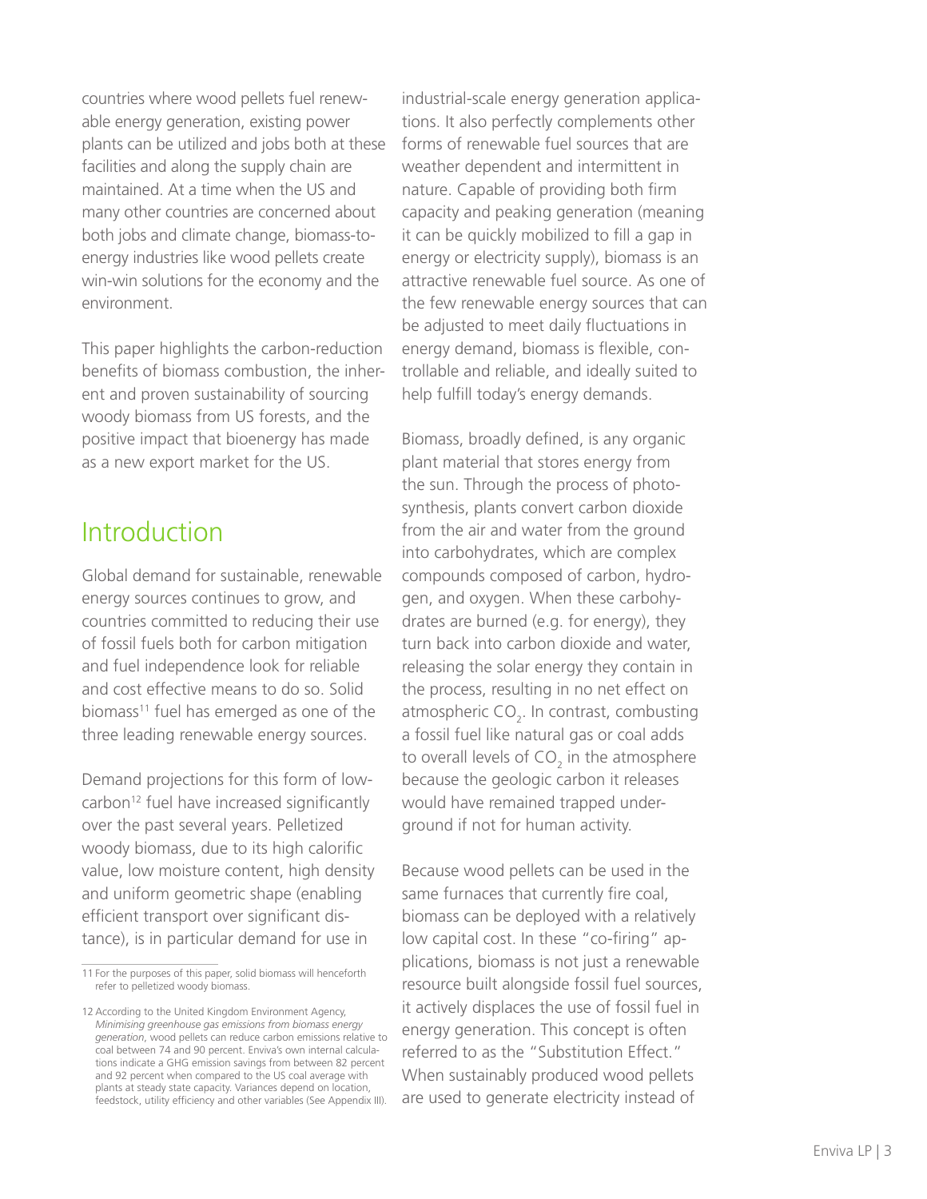countries where wood pellets fuel renewable energy generation, existing power plants can be utilized and jobs both at these facilities and along the supply chain are maintained. At a time when the US and many other countries are concerned about both jobs and climate change, biomass-to-energy industries like wood pellets create win-win solutions for the economy and the environment.

This paper highlights the carbon-reduction benefits of biomass combustion, the inherent and proven sustainability of sourcing woody biomass from US forests, and the positive impact that bioenergy has made as a new export market for the US.

## Introduction

Global demand for sustainable, renewable energy sources continues to grow, and countries committed to reducing their use of fossil fuels both for carbon mitigation and fuel independence look for reliable and cost effective means to do so. Solid biomass[11] fuel has emerged as one of the three leading renewable energy sources.

Demand projections for this form of low-carbon[12] fuel have increased significantly over the past several years. Pelletized woody biomass, due to its high calorific value, low moisture content, high density and uniform geometric shape (enabling efficient transport over significant distance), is in particular demand for use in industrial-scale energy generation applications. It also perfectly complements other forms of renewable fuel sources that are weather dependent and intermittent in nature. Capable of providing both firm capacity and peaking generation (meaning it can be quickly mobilized to fill a gap in energy or electricity supply), biomass is an attractive renewable fuel source. As one of the few renewable energy sources that can be adjusted to meet daily fluctuations in energy demand, biomass is flexible, controllable and reliable, and ideally suited to help fulfill today's energy demands.

Biomass, broadly defined, is any organic plant material that stores energy from the sun. Through the process of photosynthesis, plants convert carbon dioxide from the air and water from the ground into carbohydrates, which are complex compounds composed of carbon, hydrogen, and oxygen. When these carbohydrates are burned (e.g. for energy), they turn back into carbon dioxide and water, releasing the solar energy they contain in the process, resulting in no net effect on atmospheric $CO_2$. In contrast, combusting a fossil fuel like natural gas or coal adds to overall levels of $CO_2$ in the atmosphere because the geologic carbon it releases would have remained trapped underground if not for human activity.

Because wood pellets can be used in the same furnaces that currently fire coal, biomass can be deployed with a relatively low capital cost. In these "co-firing" applications, biomass is not just a renewable resource built alongside fossil fuel sources, it actively displaces the use of fossil fuel in energy generation. This concept is often referred to as the "Substitution Effect." When sustainably produced wood pellets are used to generate electricity instead of

---

11 For the purposes of this paper, solid biomass will henceforth refer to pelletized woody biomass.

12 According to the United Kingdom Environment Agency, *Minimising greenhouse gas emissions from biomass energy generation*, wood pellets can reduce carbon emissions relative to coal between 74 and 90 percent. Enviva's own internal calculations indicate a GHG emission savings from between 82 percent and 92 percent when compared to the US coal average with plants at steady state capacity. Variances depend on location, feedstock, utility efficiency and other variables (See Appendix III).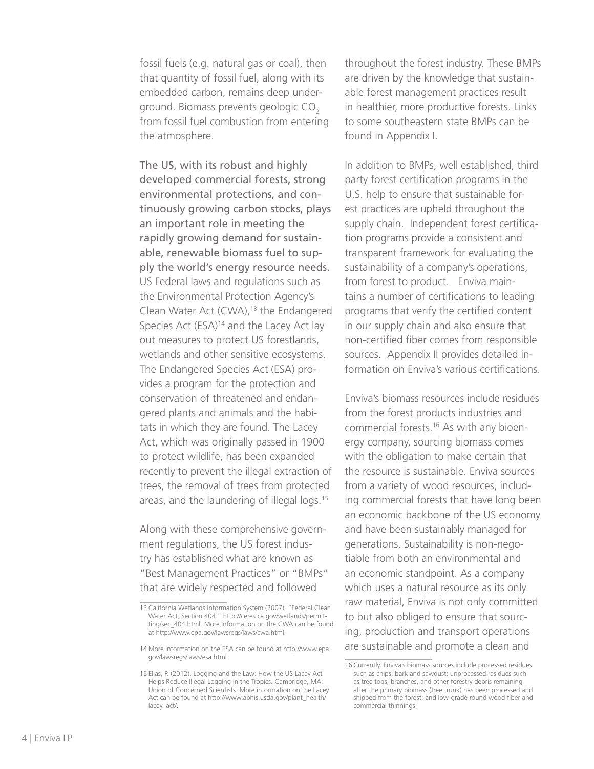fossil fuels (e.g. natural gas or coal), then that quantity of fossil fuel, along with its embedded carbon, remains deep underground. Biomass prevents geologic $CO_2$ from fossil fuel combustion from entering the atmosphere.

**The US, with its robust and highly developed commercial forests, strong environmental protections, and continuously growing carbon stocks, plays an important role in meeting the rapidly growing demand for sustainable, renewable biomass fuel to supply the world's energy resource needs.** US Federal laws and regulations such as the Environmental Protection Agency's Clean Water Act (CWA),[13] the Endangered Species Act (ESA)[14] and the Lacey Act lay out measures to protect US forestlands, wetlands and other sensitive ecosystems. The Endangered Species Act (ESA) provides a program for the protection and conservation of threatened and endangered plants and animals and the habitats in which they are found. The Lacey Act, which was originally passed in 1900 to protect wildlife, has been expanded recently to prevent the illegal extraction of trees, the removal of trees from protected areas, and the laundering of illegal logs.[15]

Along with these comprehensive government regulations, the US forest industry has established what are known as "Best Management Practices" or "BMPs" that are widely respected and followed throughout the forest industry. These BMPs are driven by the knowledge that sustainable forest management practices result in healthier, more productive forests. Links to some southeastern state BMPs can be found in Appendix I.

In addition to BMPs, well established, third party forest certification programs in the U.S. help to ensure that sustainable forest practices are upheld throughout the supply chain. Independent forest certification programs provide a consistent and transparent framework for evaluating the sustainability of a company's operations, from forest to product. Enviva maintains a number of certifications to leading programs that verify the certified content in our supply chain and also ensure that non-certified fiber comes from responsible sources. Appendix II provides detailed information on Enviva's various certifications.

Enviva's biomass resources include residues from the forest products industries and commercial forests.[16] As with any bioenergy company, sourcing biomass comes with the obligation to make certain that the resource is sustainable. Enviva sources from a variety of wood resources, including commercial forests that have long been an economic backbone of the US economy and have been sustainably managed for generations. Sustainability is non-negotiable from both an environmental and an economic standpoint. As a company which uses a natural resource as its only raw material, Enviva is not only committed to but also obliged to ensure that sourcing, production and transport operations are sustainable and promote a clean and

---

13 California Wetlands Information System (2007). "Federal Clean Water Act, Section 404." http://ceres.ca.gov/wetlands/permitting/sec_404.html. More information on the CWA can be found at http://www.epa.gov/lawsregs/laws/cwa.html.

14 More information on the ESA can be found at http://www.epa.gov/lawsregs/laws/esa.html.

15 Elias, P. (2012). Logging and the Law: How the US Lacey Act Helps Reduce Illegal Logging in the Tropics. Cambridge, MA: Union of Concerned Scientists. More information on the Lacey Act can be found at http://www.aphis.usda.gov/plant_health/lacey_act/.

16 Currently, Enviva's biomass sources include processed residues such as chips, bark and sawdust; unprocessed residues such as tree tops, branches, and other forestry debris remaining after the primary biomass (tree trunk) has been processed and shipped from the forest; and low-grade round wood fiber and commercial thinnings.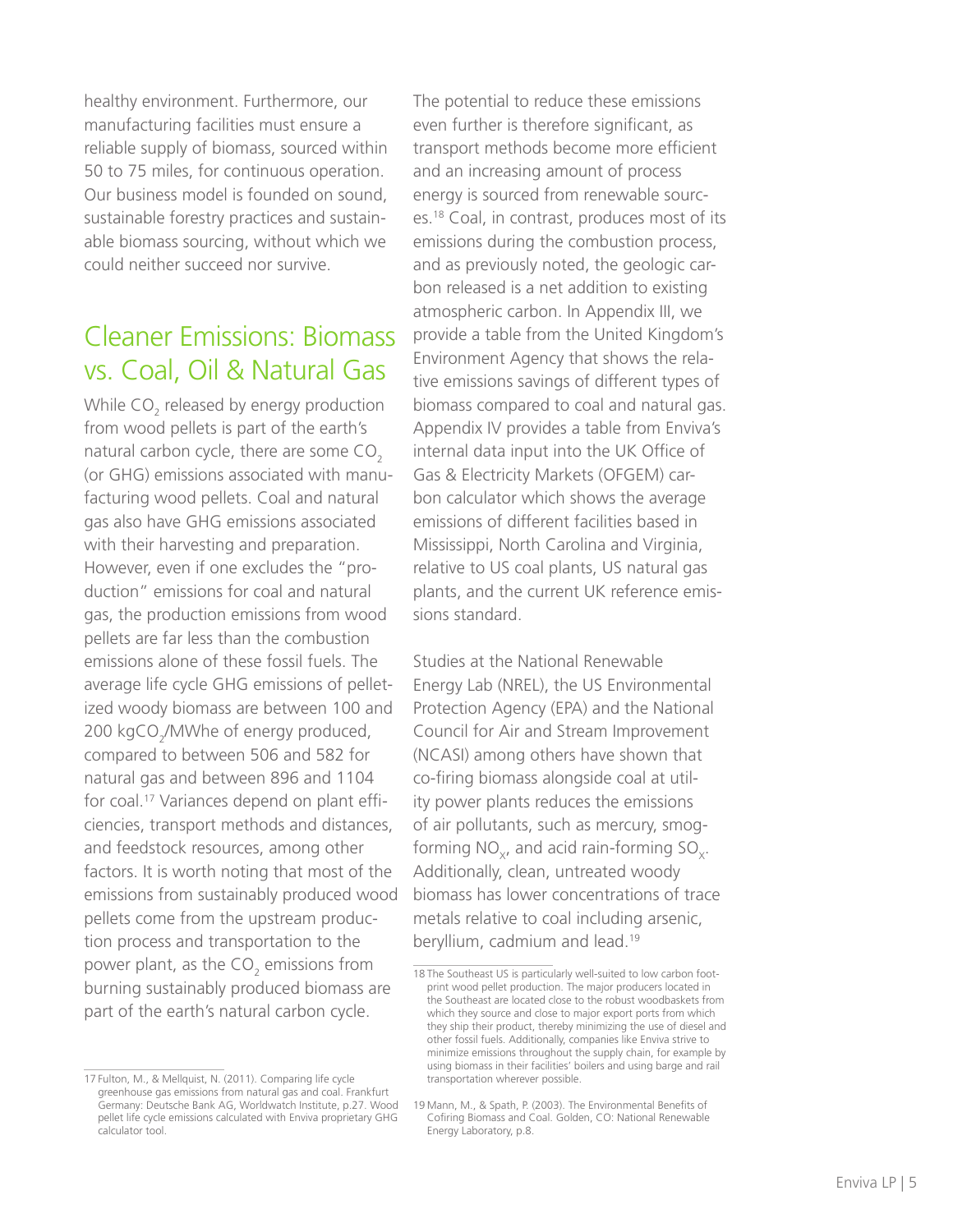healthy environment. Furthermore, our manufacturing facilities must ensure a reliable supply of biomass, sourced within 50 to 75 miles, for continuous operation. Our business model is founded on sound, sustainable forestry practices and sustainable biomass sourcing, without which we could neither succeed nor survive.

## Cleaner Emissions: Biomass vs. Coal, Oil & Natural Gas

While $CO_2$ released by energy production from wood pellets is part of the earth's natural carbon cycle, there are some $CO_2$ (or GHG) emissions associated with manufacturing wood pellets. Coal and natural gas also have GHG emissions associated with their harvesting and preparation. However, even if one excludes the "production" emissions for coal and natural gas, the production emissions from wood pellets are far less than the combustion emissions alone of these fossil fuels. The average life cycle GHG emissions of pelletized woody biomass are between 100 and 200 $kgCO_2$/MWhe of energy produced, compared to between 506 and 582 for natural gas and between 896 and 1104 for coal.[17] Variances depend on plant efficiencies, transport methods and distances, and feedstock resources, among other factors. It is worth noting that most of the emissions from sustainably produced wood pellets come from the upstream production process and transportation to the power plant, as the $CO_2$ emissions from burning sustainably produced biomass are part of the earth's natural carbon cycle.

The potential to reduce these emissions even further is therefore significant, as transport methods become more efficient and an increasing amount of process energy is sourced from renewable sources.[18] Coal, in contrast, produces most of its emissions during the combustion process, and as previously noted, the geologic carbon released is a net addition to existing atmospheric carbon. In Appendix III, we provide a table from the United Kingdom's Environment Agency that shows the relative emissions savings of different types of biomass compared to coal and natural gas. Appendix IV provides a table from Enviva's internal data input into the UK Office of Gas & Electricity Markets (OFGEM) carbon calculator which shows the average emissions of different facilities based in Mississippi, North Carolina and Virginia, relative to US coal plants, US natural gas plants, and the current UK reference emissions standard.

Studies at the National Renewable Energy Lab (NREL), the US Environmental Protection Agency (EPA) and the National Council for Air and Stream Improvement (NCASI) among others have shown that co-firing biomass alongside coal at utility power plants reduces the emissions of air pollutants, such as mercury, smog-forming $NO_x$, and acid rain-forming $SO_x$. Additionally, clean, untreated woody biomass has lower concentrations of trace metals relative to coal including arsenic, beryllium, cadmium and lead.[19]

---

17 Fulton, M., & Mellquist, N. (2011). Comparing life cycle greenhouse gas emissions from natural gas and coal. Frankfurt Germany: Deutsche Bank AG, Worldwatch Institute, p.27. Wood pellet life cycle emissions calculated with Enviva proprietary GHG calculator tool.

18 The Southeast US is particularly well-suited to low carbon footprint wood pellet production. The major producers located in the Southeast are located close to the robust woodbaskets from which they source and close to major export ports from which they ship their product, thereby minimizing the use of diesel and other fossil fuels. Additionally, companies like Enviva strive to minimize emissions throughout the supply chain, for example by using biomass in their facilities' boilers and using barge and rail transportation wherever possible.

19 Mann, M., & Spath, P. (2003). The Environmental Benefits of Cofiring Biomass and Coal. Golden, CO: National Renewable Energy Laboratory, p.8.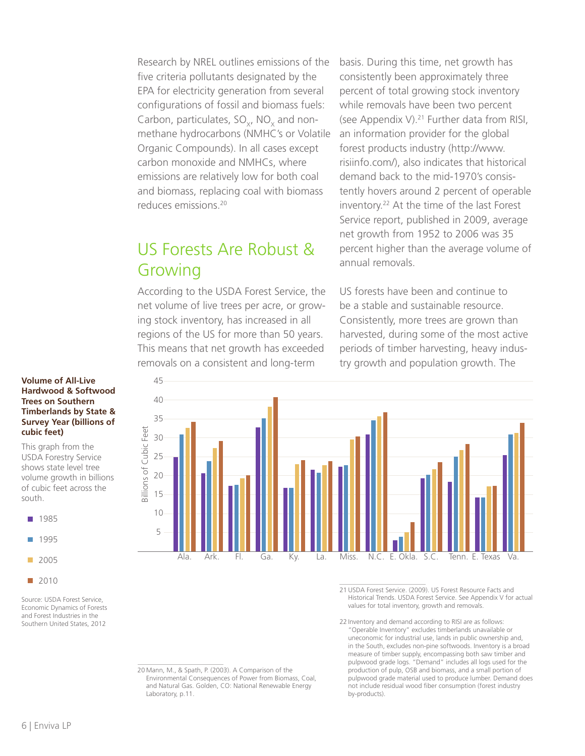Research by NREL outlines emissions of the five criteria pollutants designated by the EPA for electricity generation from several configurations of fossil and biomass fuels: Carbon, particulates, $SO_x$, $NO_x$ and non-methane hydrocarbons (NMHC's or Volatile Organic Compounds). In all cases except carbon monoxide and NMHCs, where emissions are relatively low for both coal and biomass, replacing coal with biomass reduces emissions.[20]

## US Forests Are Robust & Growing

According to the USDA Forest Service, the net volume of live trees per acre, or growing stock inventory, has increased in all regions of the US for more than 50 years. This means that net growth has exceeded removals on a consistent and long-term basis. During this time, net growth has consistently been approximately three percent of total growing stock inventory while removals have been two percent (see Appendix V).[21] Further data from RISI, an information provider for the global forest products industry (http://www.risiinfo.com/), also indicates that historical demand back to the mid-1970's consistently hovers around 2 percent of operable inventory.[22] At the time of the last Forest Service report, published in 2009, average net growth from 1952 to 2006 was 35 percent higher than the average volume of annual removals.

US forests have been and continue to be a stable and sustainable resource. Consistently, more trees are grown than harvested, during some of the most active periods of timber harvesting, heavy industry growth and population growth. The

**Volume of All-Live Hardwood & Softwood Trees on Southern Timberlands by State & Survey Year (billions of cubic feet)**

This graph from the USDA Forestry Service shows state level tree volume growth in billions of cubic feet across the south.

| State | 1985 | 1995 | 2005 | 2010 |
|---|---|---|---|---|
| Ala. | ~25 | ~31 | ~32.5 | ~34 |
| Ark. | ~20.5 | ~24 | ~27 | ~29 |
| Fl. | ~17 | ~17.5 | ~19 | ~20 |
| Ga. | ~32.5 | ~35 | ~38 | ~40.5 |
| Ky. | ~16.5 | ~16.5 | ~23 | ~24 |
| La. | ~21.5 | ~21 | ~23 | ~23.5 |
| Miss. | ~22 | ~23 | ~29.5 | ~30.5 |
| N.C. | ~31 | ~34.5 | ~35.5 | ~36.5 |
| E. Okla. | ~3 | ~4 | ~5 | ~7.5 |
| S.C. | ~19 | ~20 | ~21.5 | ~23.5 |
| Tenn. | ~18.5 | ~25 | ~26.5 | ~28 |
| E. Texas | ~14 | ~14 | ~17 | ~17 |
| Va. | ~25.5 | ~31 | ~31 | ~34 |

Source: USDA Forest Service, Economic Dynamics of Forests and Forest Industries in the Southern United States, 2012

---

20 Mann, M., & Spath, P. (2003). A Comparison of the Environmental Consequences of Power from Biomass, Coal, and Natural Gas. Golden, CO: National Renewable Energy Laboratory, p.11.

21 USDA Forest Service. (2009). US Forest Resource Facts and Historical Trends. USDA Forest Service. See Appendix V for actual values for total inventory, growth and removals.

22 Inventory and demand according to RISI are as follows: "Operable Inventory" excludes timberlands unavailable or uneconomic for industrial use, lands in public ownership and, in the South, excludes non-pine softwoods. Inventory is a broad measure of timber supply, encompassing both saw timber and pulpwood grade logs. "Demand" includes all logs used for the production of pulp, OSB and biomass, and a small portion of pulpwood grade material used to produce lumber. Demand does not include residual wood fiber consumption (forest industry by-products).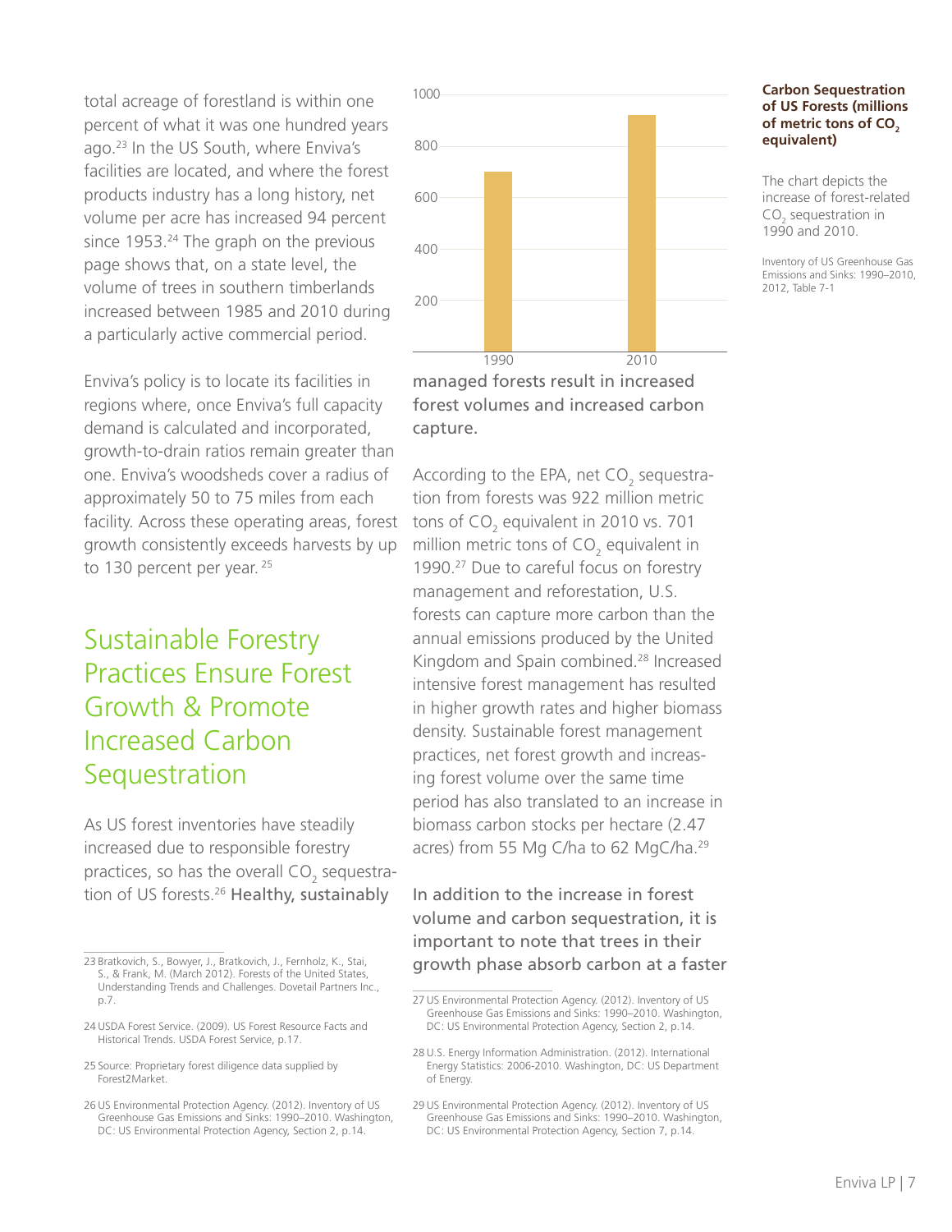total acreage of forestland is within one percent of what it was one hundred years ago.[23] In the US South, where Enviva's facilities are located, and where the forest products industry has a long history, net volume per acre has increased 94 percent since 1953.[24] The graph on the previous page shows that, on a state level, the volume of trees in southern timberlands increased between 1985 and 2010 during a particularly active commercial period.

Enviva's policy is to locate its facilities in regions where, once Enviva's full capacity demand is calculated and incorporated, growth-to-drain ratios remain greater than one. Enviva's woodsheds cover a radius of approximately 50 to 75 miles from each facility. Across these operating areas, forest growth consistently exceeds harvests by up to 130 percent per year.[25]

## Sustainable Forestry Practices Ensure Forest Growth & Promote Increased Carbon Sequestration

As US forest inventories have steadily increased due to responsible forestry practices, so has the overall $CO_2$ sequestration of US forests.[26] Healthy, sustainably managed forests result in increased forest volumes and increased carbon capture.

**Carbon Sequestration of US Forests (millions of metric tons of $CO_2$ equivalent)**

| Year | Value |
|---|---|
| 1990 | 701 |
| 2010 | 922 |

The chart depicts the increase of forest-related $CO_2$ sequestration in 1990 and 2010.

Inventory of US Greenhouse Gas Emissions and Sinks: 1990–2010, 2012, Table 7-1

According to the EPA, net $CO_2$ sequestration from forests was 922 million metric tons of $CO_2$ equivalent in 2010 vs. 701 million metric tons of $CO_2$ equivalent in 1990.[27] Due to careful focus on forestry management and reforestation, U.S. forests can capture more carbon than the annual emissions produced by the United Kingdom and Spain combined.[28] Increased intensive forest management has resulted in higher growth rates and higher biomass density. Sustainable forest management practices, net forest growth and increasing forest volume over the same time period has also translated to an increase in biomass carbon stocks per hectare (2.47 acres) from 55 Mg C/ha to 62 MgC/ha.[29]

In addition to the increase in forest volume and carbon sequestration, it is important to note that trees in their growth phase absorb carbon at a faster

---

23 Bratkovich, S., Bowyer, J., Bratkovich, J., Fernholz, K., Stai, S., & Frank, M. (March 2012). Forests of the United States, Understanding Trends and Challenges. Dovetail Partners Inc., p.7.

24 USDA Forest Service. (2009). US Forest Resource Facts and Historical Trends. USDA Forest Service, p.17.

25 Source: Proprietary forest diligence data supplied by Forest2Market.

26 US Environmental Protection Agency. (2012). Inventory of US Greenhouse Gas Emissions and Sinks: 1990–2010. Washington, DC: US Environmental Protection Agency, Section 2, p.14.

27 US Environmental Protection Agency. (2012). Inventory of US Greenhouse Gas Emissions and Sinks: 1990–2010. Washington, DC: US Environmental Protection Agency, Section 2, p.14.

28 U.S. Energy Information Administration. (2012). International Energy Statistics: 2006-2010. Washington, DC: US Department of Energy.

29 US Environmental Protection Agency. (2012). Inventory of US Greenhouse Gas Emissions and Sinks: 1990–2010. Washington, DC: US Environmental Protection Agency, Section 7, p.14.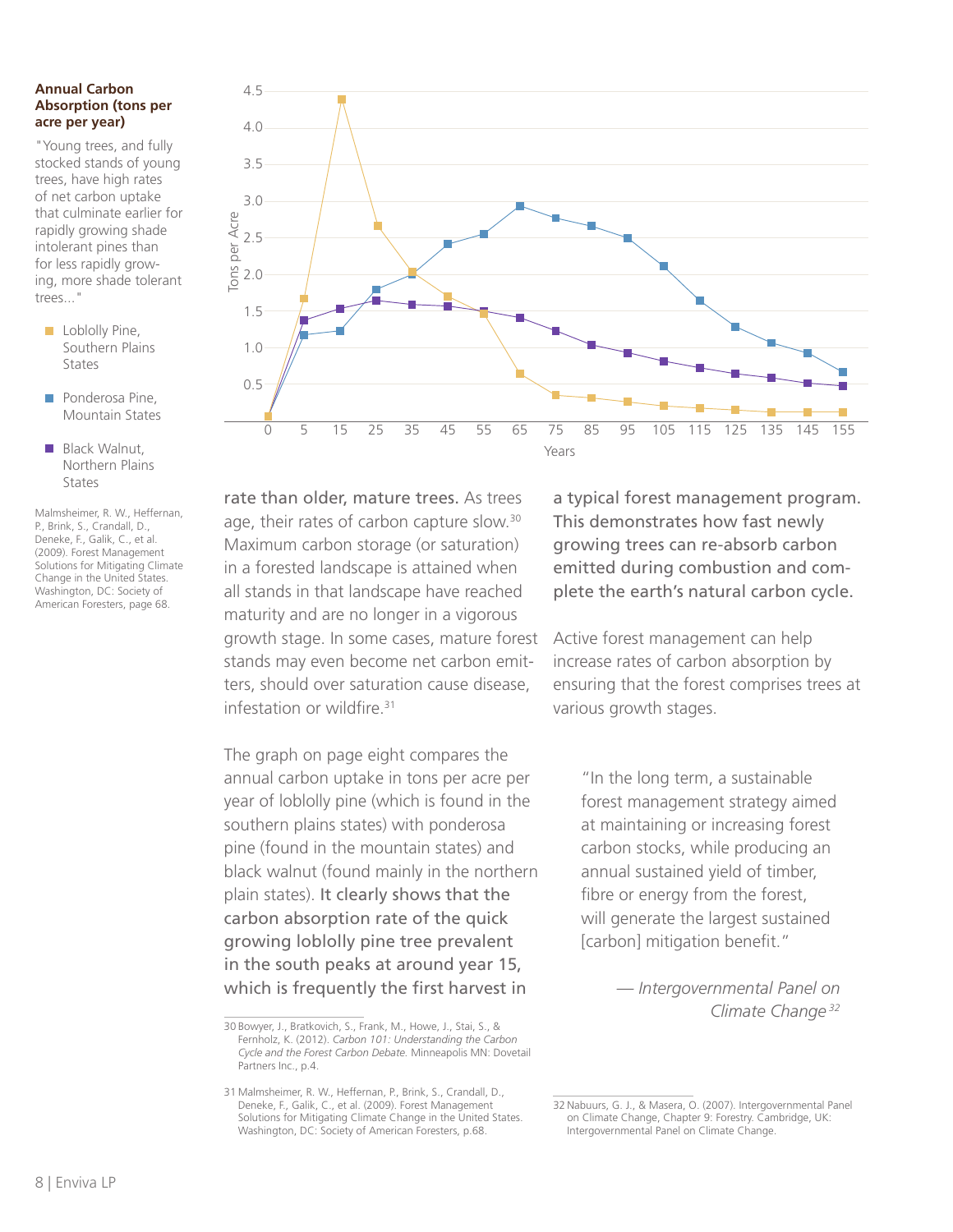**Annual Carbon Absorption (tons per acre per year)**

"Young trees, and fully stocked stands of young trees, have high rates of net carbon uptake that culminate earlier for rapidly growing shade intolerant pines than for less rapidly growing, more shade tolerant trees..."

- Loblolly Pine, Southern Plains States
- Ponderosa Pine, Mountain States
- Black Walnut, Northern Plains States

Malmsheimer, R. W., Heffernan, P., Brink, S., Crandall, D., Deneke, F., Galik, C., et al. (2009). Forest Management Solutions for Mitigating Climate Change in the United States. Washington, DC: Society of American Foresters, page 68.

rate than older, mature trees. As trees age, their rates of carbon capture slow.[30] Maximum carbon storage (or saturation) in a forested landscape is attained when all stands in that landscape have reached maturity and are no longer in a vigorous growth stage. In some cases, mature forest stands may even become net carbon emitters, should over saturation cause disease, infestation or wildfire.[31]

The graph on page eight compares the annual carbon uptake in tons per acre per year of loblolly pine (which is found in the southern plains states) with ponderosa pine (found in the mountain states) and black walnut (found mainly in the northern plain states). **It clearly shows that the carbon absorption rate of the quick growing loblolly pine tree prevalent in the south peaks at around year 15, which is frequently the first harvest in a typical forest management program. This demonstrates how fast newly growing trees can re-absorb carbon emitted during combustion and complete the earth's natural carbon cycle.**

Active forest management can help increase rates of carbon absorption by ensuring that the forest comprises trees at various growth stages.

> "In the long term, a sustainable forest management strategy aimed at maintaining or increasing forest carbon stocks, while producing an annual sustained yield of timber, fibre or energy from the forest, will generate the largest sustained [carbon] mitigation benefit."
>
> — *Intergovernmental Panel on Climate Change*[32]

30 Bowyer, J., Bratkovich, S., Frank, M., Howe, J., Stai, S., & Fernholz, K. (2012). *Carbon 101: Understanding the Carbon Cycle and the Forest Carbon Debate.* Minneapolis MN: Dovetail Partners Inc., p.4.

31 Malmsheimer, R. W., Heffernan, P., Brink, S., Crandall, D., Deneke, F., Galik, C., et al. (2009). Forest Management Solutions for Mitigating Climate Change in the United States. Washington, DC: Society of American Foresters, p.68.

32 Nabuurs, G. J., & Masera, O. (2007). Intergovernmental Panel on Climate Change, Chapter 9: Forestry. Cambridge, UK: Intergovernmental Panel on Climate Change.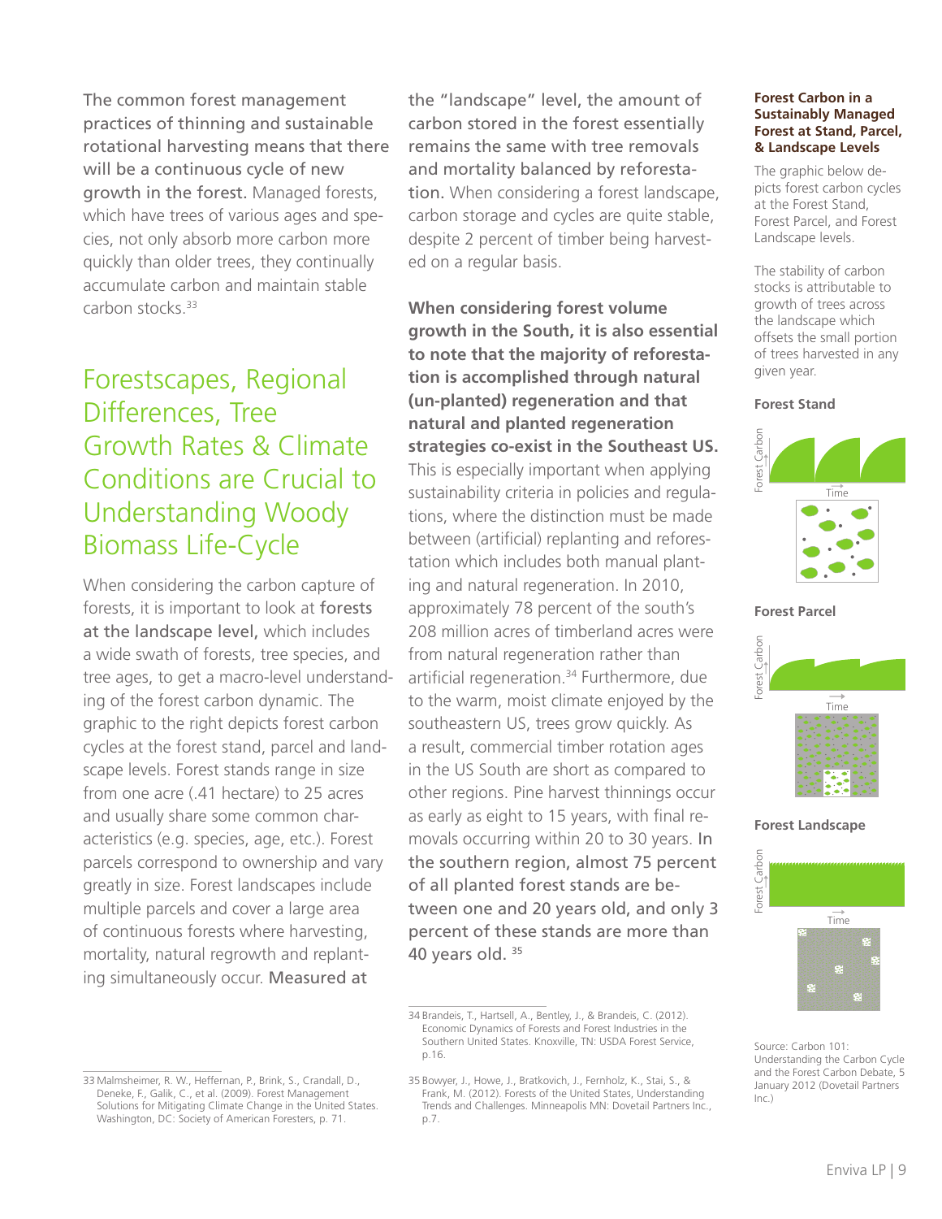The common forest management practices of thinning and sustainable rotational harvesting means that there will be a continuous cycle of new growth in the forest. Managed forests, which have trees of various ages and species, not only absorb more carbon more quickly than older trees, they continually accumulate carbon and maintain stable carbon stocks.[33]

## Forestscapes, Regional Differences, Tree Growth Rates & Climate Conditions are Crucial to Understanding Woody Biomass Life-Cycle

When considering the carbon capture of forests, it is important to look at forests at the landscape level, which includes a wide swath of forests, tree species, and tree ages, to get a macro-level understanding of the forest carbon dynamic. The graphic to the right depicts forest carbon cycles at the forest stand, parcel and landscape levels. Forest stands range in size from one acre (.41 hectare) to 25 acres and usually share some common characteristics (e.g. species, age, etc.). Forest parcels correspond to ownership and vary greatly in size. Forest landscapes include multiple parcels and cover a large area of continuous forests where harvesting, mortality, natural regrowth and replanting simultaneously occur. Measured at the "landscape" level, the amount of carbon stored in the forest essentially remains the same with tree removals and mortality balanced by reforestation. When considering a forest landscape, carbon storage and cycles are quite stable, despite 2 percent of timber being harvested on a regular basis.

**When considering forest volume growth in the South, it is also essential to note that the majority of reforestation is accomplished through natural (un-planted) regeneration and that natural and planted regeneration strategies co-exist in the Southeast US.** This is especially important when applying sustainability criteria in policies and regulations, where the distinction must be made between (artificial) replanting and reforestation which includes both manual planting and natural regeneration. In 2010, approximately 78 percent of the south's 208 million acres of timberland acres were from natural regeneration rather than artificial regeneration.[34] Furthermore, due to the warm, moist climate enjoyed by the southeastern US, trees grow quickly. As a result, commercial timber rotation ages in the US South are short as compared to other regions. Pine harvest thinnings occur as early as eight to 15 years, with final removals occurring within 20 to 30 years. In the southern region, almost 75 percent of all planted forest stands are between one and 20 years old, and only 3 percent of these stands are more than 40 years old.[35]

### Forest Carbon in a Sustainably Managed Forest at Stand, Parcel, & Landscape Levels

The graphic below depicts forest carbon cycles at the Forest Stand, Forest Parcel, and Forest Landscape levels.

The stability of carbon stocks is attributable to growth of trees across the landscape which offsets the small portion of trees harvested in any given year.

**Forest Stand**

Forest Carbon
Time

**Forest Parcel**

Forest Carbon
Time

**Forest Landscape**

Forest Carbon
Time

Source: Carbon 101: Understanding the Carbon Cycle and the Forest Carbon Debate, 5 January 2012 (Dovetail Partners Inc.)

---

33 Malmsheimer, R. W., Heffernan, P., Brink, S., Crandall, D., Deneke, F., Galik, C., et al. (2009). Forest Management Solutions for Mitigating Climate Change in the United States. Washington, DC: Society of American Foresters, p. 71.

34 Brandeis, T., Hartsell, A., Bentley, J., & Brandeis, C. (2012). Economic Dynamics of Forests and Forest Industries in the Southern United States. Knoxville, TN: USDA Forest Service, p.16.

35 Bowyer, J., Howe, J., Bratkovich, J., Fernholz, K., Stai, S., & Frank, M. (2012). Forests of the United States, Understanding Trends and Challenges. Minneapolis MN: Dovetail Partners Inc., p.7.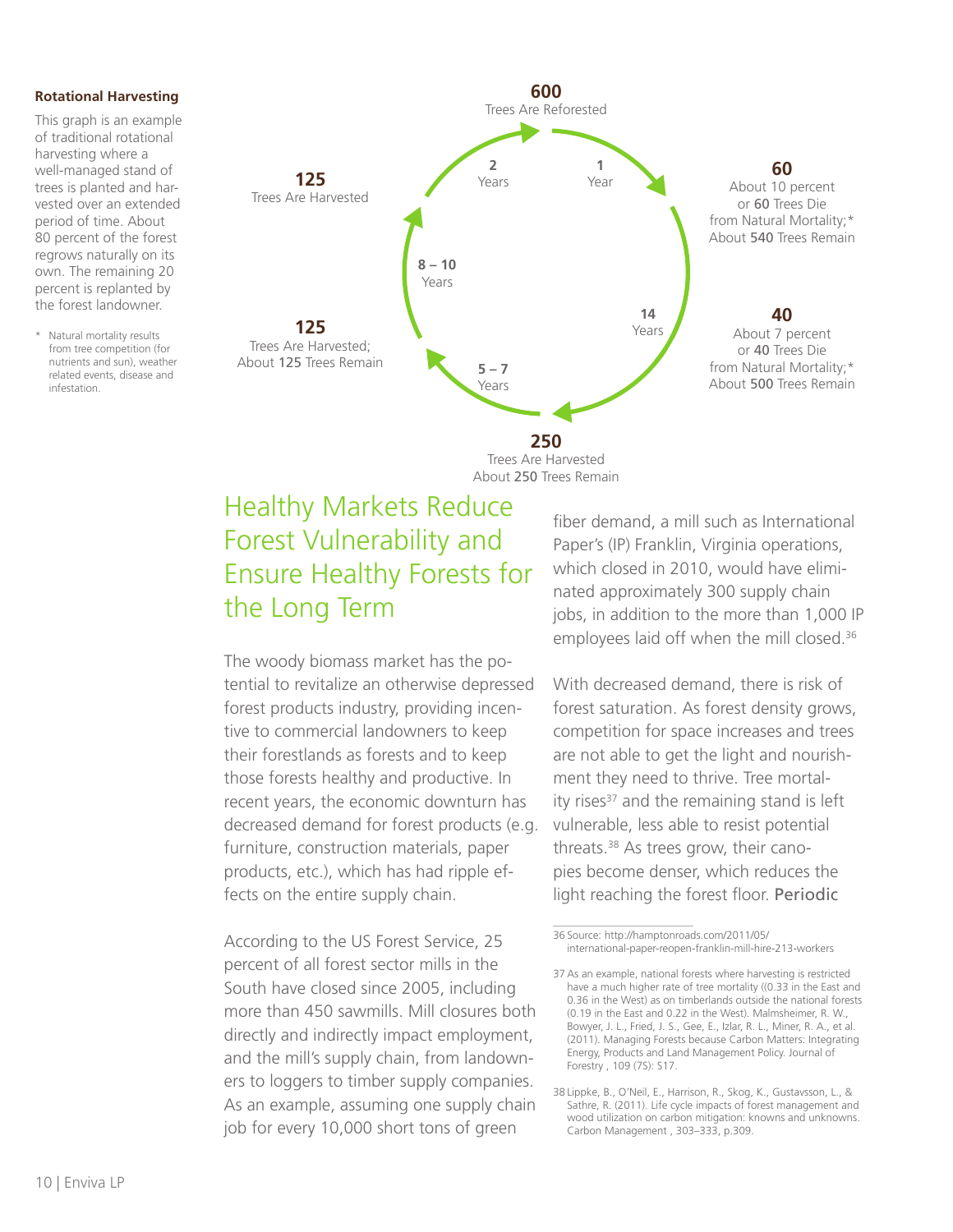**Rotational Harvesting**

This graph is an example of traditional rotational harvesting where a well-managed stand of trees is planted and harvested over an extended period of time. About 80 percent of the forest regrows naturally on its own. The remaining 20 percent is replanted by the forest landowner.

\* Natural mortality results from tree competition (for nutrients and sun), weather related events, disease and infestation.

**600**
Trees Are Reforested

1 Year

**60**
About 10 percent or **60** Trees Die from Natural Mortality;\* About **540** Trees Remain

14 Years

**40**
About 7 percent or **40** Trees Die from Natural Mortality;\* About **500** Trees Remain

**250**
Trees Are Harvested
About **250** Trees Remain

5 – 7 Years

**125**
Trees Are Harvested; About **125** Trees Remain

8 – 10 Years

**125**
Trees Are Harvested

2 Years

# Healthy Markets Reduce Forest Vulnerability and Ensure Healthy Forests for the Long Term

The woody biomass market has the potential to revitalize an otherwise depressed forest products industry, providing incentive to commercial landowners to keep their forestlands as forests and to keep those forests healthy and productive. In recent years, the economic downturn has decreased demand for forest products (e.g. furniture, construction materials, paper products, etc.), which has had ripple effects on the entire supply chain.

According to the US Forest Service, 25 percent of all forest sector mills in the South have closed since 2005, including more than 450 sawmills. Mill closures both directly and indirectly impact employment, and the mill's supply chain, from landowners to loggers to timber supply companies. As an example, assuming one supply chain job for every 10,000 short tons of green fiber demand, a mill such as International Paper's (IP) Franklin, Virginia operations, which closed in 2010, would have eliminated approximately 300 supply chain jobs, in addition to the more than 1,000 IP employees laid off when the mill closed.[36]

With decreased demand, there is risk of forest saturation. As forest density grows, competition for space increases and trees are not able to get the light and nourishment they need to thrive. Tree mortality rises[37] and the remaining stand is left vulnerable, less able to resist potential threats.[38] As trees grow, their canopies become denser, which reduces the light reaching the forest floor. Periodic

36 Source: http://hamptonroads.com/2011/05/international-paper-reopen-franklin-mill-hire-213-workers

37 As an example, national forests where harvesting is restricted have a much higher rate of tree mortality ((0.33 in the East and 0.36 in the West) as on timberlands outside the national forests (0.19 in the East and 0.22 in the West). Malmsheimer, R. W., Bowyer, J. L., Fried, J. S., Gee, E., Izlar, R. L., Miner, R. A., et al. (2011). Managing Forests because Carbon Matters: Integrating Energy, Products and Land Management Policy. Journal of Forestry , 109 (7S): S17.

38 Lippke, B., O'Neil, E., Harrison, R., Skog, K., Gustavsson, L., & Sathre, R. (2011). Life cycle impacts of forest management and wood utilization on carbon mitigation: knowns and unknowns. Carbon Management , 303–333, p.309.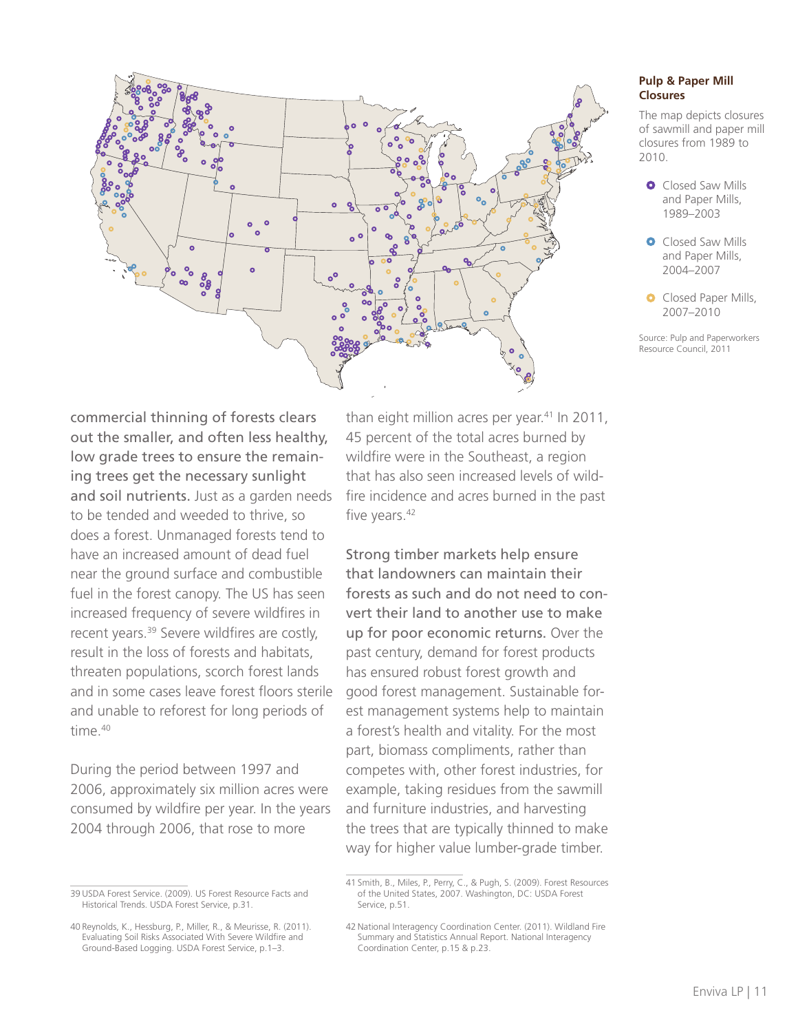### Pulp & Paper Mill Closures

The map depicts closures of sawmill and paper mill closures from 1989 to 2010.

- Closed Saw Mills and Paper Mills, 1989–2003
- Closed Saw Mills and Paper Mills, 2004–2007
- Closed Paper Mills, 2007–2010

Source: Pulp and Paperworkers Resource Council, 2011

**commercial thinning of forests clears out the smaller, and often less healthy, low grade trees to ensure the remaining trees get the necessary sunlight and soil nutrients.** Just as a garden needs to be tended and weeded to thrive, so does a forest. Unmanaged forests tend to have an increased amount of dead fuel near the ground surface and combustible fuel in the forest canopy. The US has seen increased frequency of severe wildfires in recent years.[39] Severe wildfires are costly, result in the loss of forests and habitats, threaten populations, scorch forest lands and in some cases leave forest floors sterile and unable to reforest for long periods of time.[40]

During the period between 1997 and 2006, approximately six million acres were consumed by wildfire per year. In the years 2004 through 2006, that rose to more than eight million acres per year.[41] In 2011, 45 percent of the total acres burned by wildfire were in the Southeast, a region that has also seen increased levels of wildfire incidence and acres burned in the past five years.[42]

**Strong timber markets help ensure that landowners can maintain their forests as such and do not need to convert their land to another use to make up for poor economic returns.** Over the past century, demand for forest products has ensured robust forest growth and good forest management. Sustainable forest management systems help to maintain a forest's health and vitality. For the most part, biomass compliments, rather than competes with, other forest industries, for example, taking residues from the sawmill and furniture industries, and harvesting the trees that are typically thinned to make way for higher value lumber-grade timber.

---

39 USDA Forest Service. (2009). US Forest Resource Facts and Historical Trends. USDA Forest Service, p.31.

40 Reynolds, K., Hessburg, P., Miller, R., & Meurisse, R. (2011). Evaluating Soil Risks Associated With Severe Wildfire and Ground-Based Logging. USDA Forest Service, p.1–3.

41 Smith, B., Miles, P., Perry, C., & Pugh, S. (2009). Forest Resources of the United States, 2007. Washington, DC: USDA Forest Service, p.51.

42 National Interagency Coordination Center. (2011). Wildland Fire Summary and Statistics Annual Report. National Interagency Coordination Center, p.15 & p.23.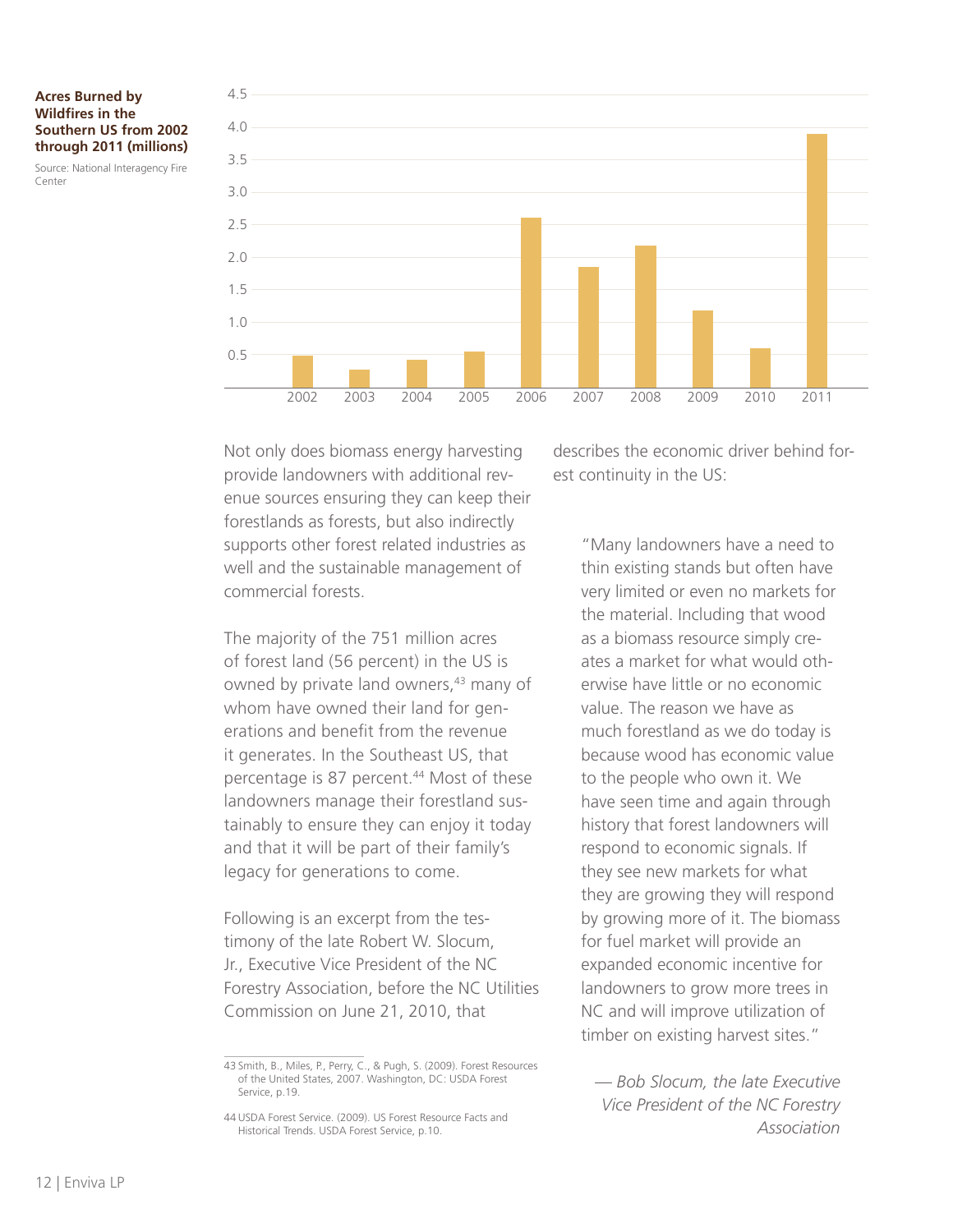**Acres Burned by Wildfires in the Southern US from 2002 through 2011 (millions)**

Source: National Interagency Fire Center

Not only does biomass energy harvesting provide landowners with additional revenue sources ensuring they can keep their forestlands as forests, but also indirectly supports other forest related industries as well and the sustainable management of commercial forests.

The majority of the 751 million acres of forest land (56 percent) in the US is owned by private land owners,[43] many of whom have owned their land for generations and benefit from the revenue it generates. In the Southeast US, that percentage is 87 percent.[44] Most of these landowners manage their forestland sustainably to ensure they can enjoy it today and that it will be part of their family's legacy for generations to come.

Following is an excerpt from the testimony of the late Robert W. Slocum, Jr., Executive Vice President of the NC Forestry Association, before the NC Utilities Commission on June 21, 2010, that describes the economic driver behind forest continuity in the US:

> "Many landowners have a need to thin existing stands but often have very limited or even no markets for the material. Including that wood as a biomass resource simply creates a market for what would otherwise have little or no economic value. The reason we have as much forestland as we do today is because wood has economic value to the people who own it. We have seen time and again through history that forest landowners will respond to economic signals. If they see new markets for what they are growing they will respond by growing more of it. The biomass for fuel market will provide an expanded economic incentive for landowners to grow more trees in NC and will improve utilization of timber on existing harvest sites."
>
> *— Bob Slocum, the late Executive Vice President of the NC Forestry Association*

43 Smith, B., Miles, P., Perry, C., & Pugh, S. (2009). Forest Resources of the United States, 2007. Washington, DC: USDA Forest Service, p.19.

44 USDA Forest Service. (2009). US Forest Resource Facts and Historical Trends. USDA Forest Service, p.10.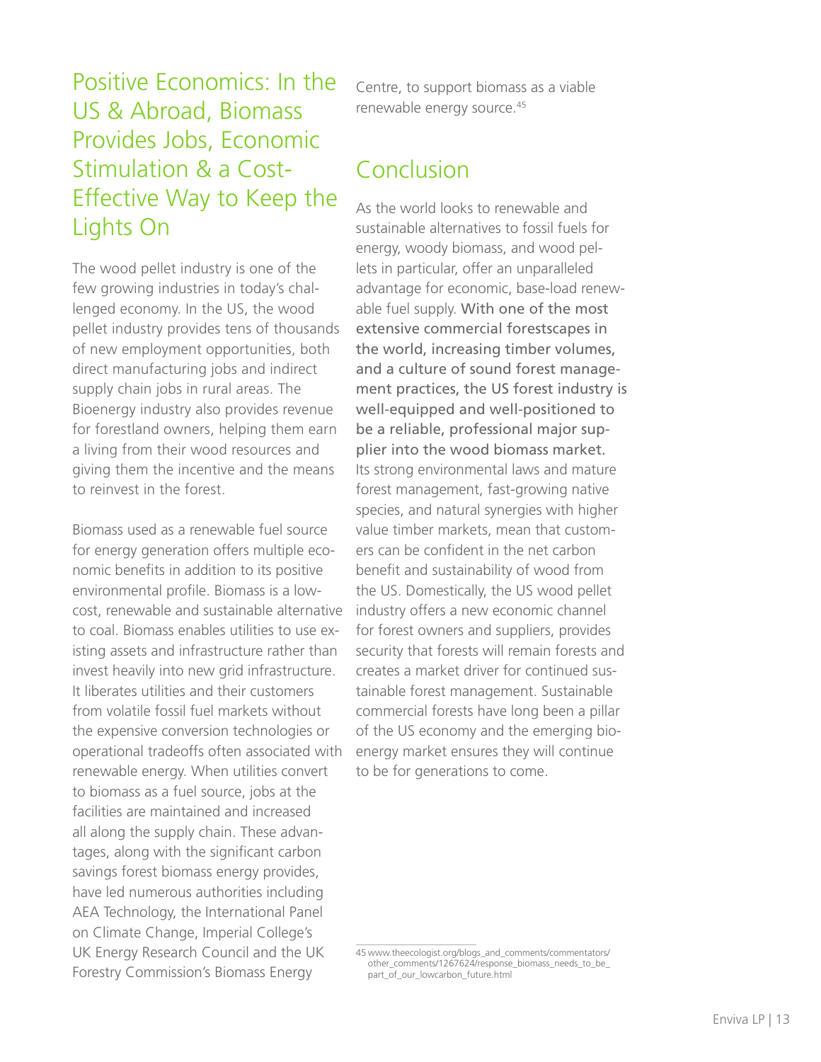## Positive Economics: In the US & Abroad, Biomass Provides Jobs, Economic Stimulation & a Cost-Effective Way to Keep the Lights On

The wood pellet industry is one of the few growing industries in today's challenged economy. In the US, the wood pellet industry provides tens of thousands of new employment opportunities, both direct manufacturing jobs and indirect supply chain jobs in rural areas. The Bioenergy industry also provides revenue for forestland owners, helping them earn a living from their wood resources and giving them the incentive and the means to reinvest in the forest.

Biomass used as a renewable fuel source for energy generation offers multiple economic benefits in addition to its positive environmental profile. Biomass is a low-cost, renewable and sustainable alternative to coal. Biomass enables utilities to use existing assets and infrastructure rather than invest heavily into new grid infrastructure. It liberates utilities and their customers from volatile fossil fuel markets without the expensive conversion technologies or operational tradeoffs often associated with renewable energy. When utilities convert to biomass as a fuel source, jobs at the facilities are maintained and increased all along the supply chain. These advantages, along with the significant carbon savings forest biomass energy provides, have led numerous authorities including AEA Technology, the International Panel on Climate Change, Imperial College's UK Energy Research Council and the UK Forestry Commission's Biomass Energy Centre, to support biomass as a viable renewable energy source.[45]

## Conclusion

As the world looks to renewable and sustainable alternatives to fossil fuels for energy, woody biomass, and wood pellets in particular, offer an unparalleled advantage for economic, base-load renewable fuel supply. **With one of the most extensive commercial forestscapes in the world, increasing timber volumes, and a culture of sound forest management practices, the US forest industry is well-equipped and well-positioned to be a reliable, professional major supplier into the wood biomass market.** Its strong environmental laws and mature forest management, fast-growing native species, and natural synergies with higher value timber markets, mean that customers can be confident in the net carbon benefit and sustainability of wood from the US. Domestically, the US wood pellet industry offers a new economic channel for forest owners and suppliers, provides security that forests will remain forests and creates a market driver for continued sustainable forest management. Sustainable commercial forests have long been a pillar of the US economy and the emerging bioenergy market ensures they will continue to be for generations to come.

45 www.theecologist.org/blogs_and_comments/commentators/other_comments/1267624/response_biomass_needs_to_be_part_of_our_lowcarbon_future.html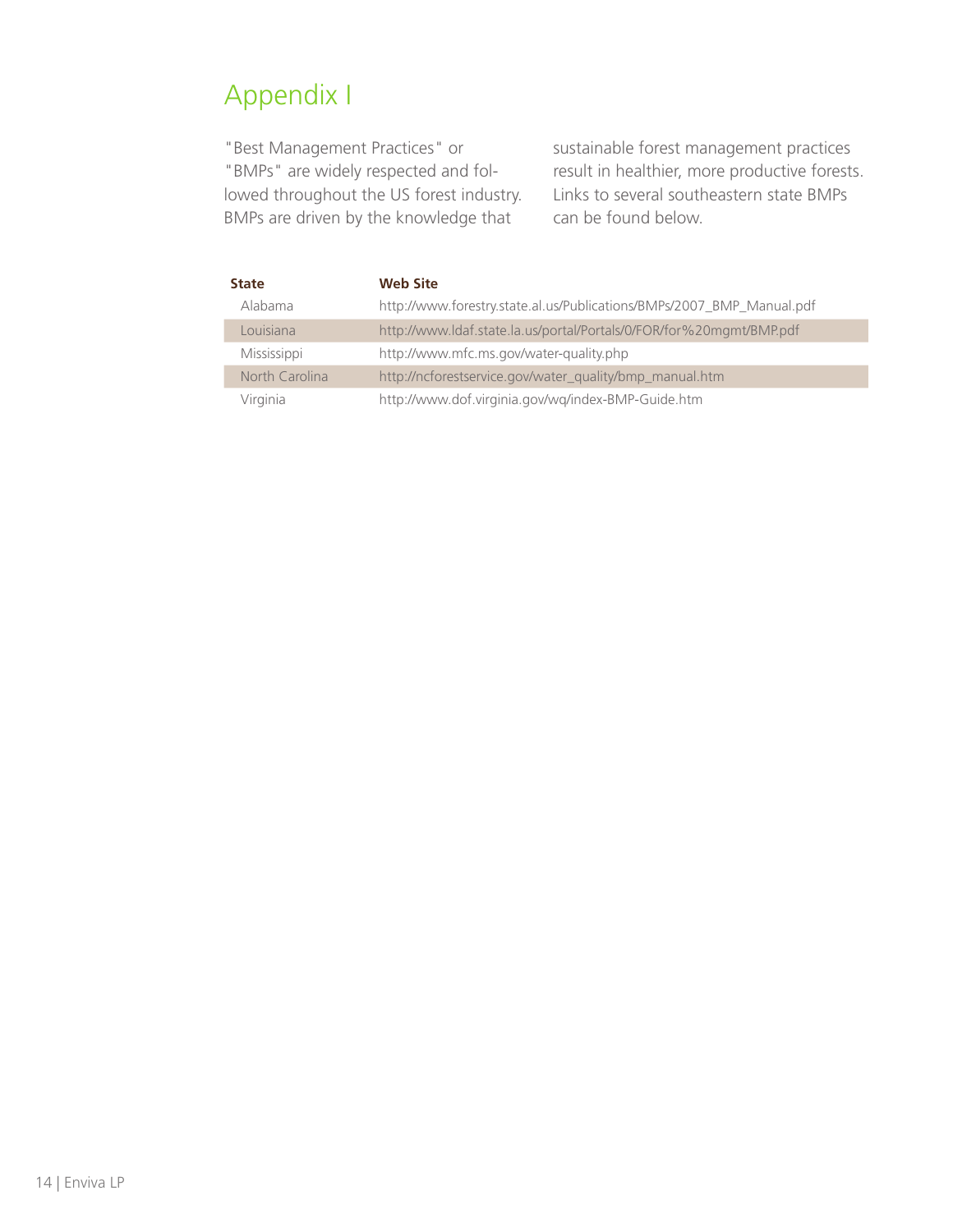# Appendix I

"Best Management Practices" or "BMPs" are widely respected and followed throughout the US forest industry. BMPs are driven by the knowledge that sustainable forest management practices result in healthier, more productive forests. Links to several southeastern state BMPs can be found below.

| State | Web Site |
|---|---|
| Alabama | http://www.forestry.state.al.us/Publications/BMPs/2007_BMP_Manual.pdf |
| Louisiana | http://www.ldaf.state.la.us/portal/Portals/0/FOR/for%20mgmt/BMP.pdf |
| Mississippi | http://www.mfc.ms.gov/water-quality.php |
| North Carolina | http://ncforestservice.gov/water_quality/bmp_manual.htm |
| Virginia | http://www.dof.virginia.gov/wq/index-BMP-Guide.htm |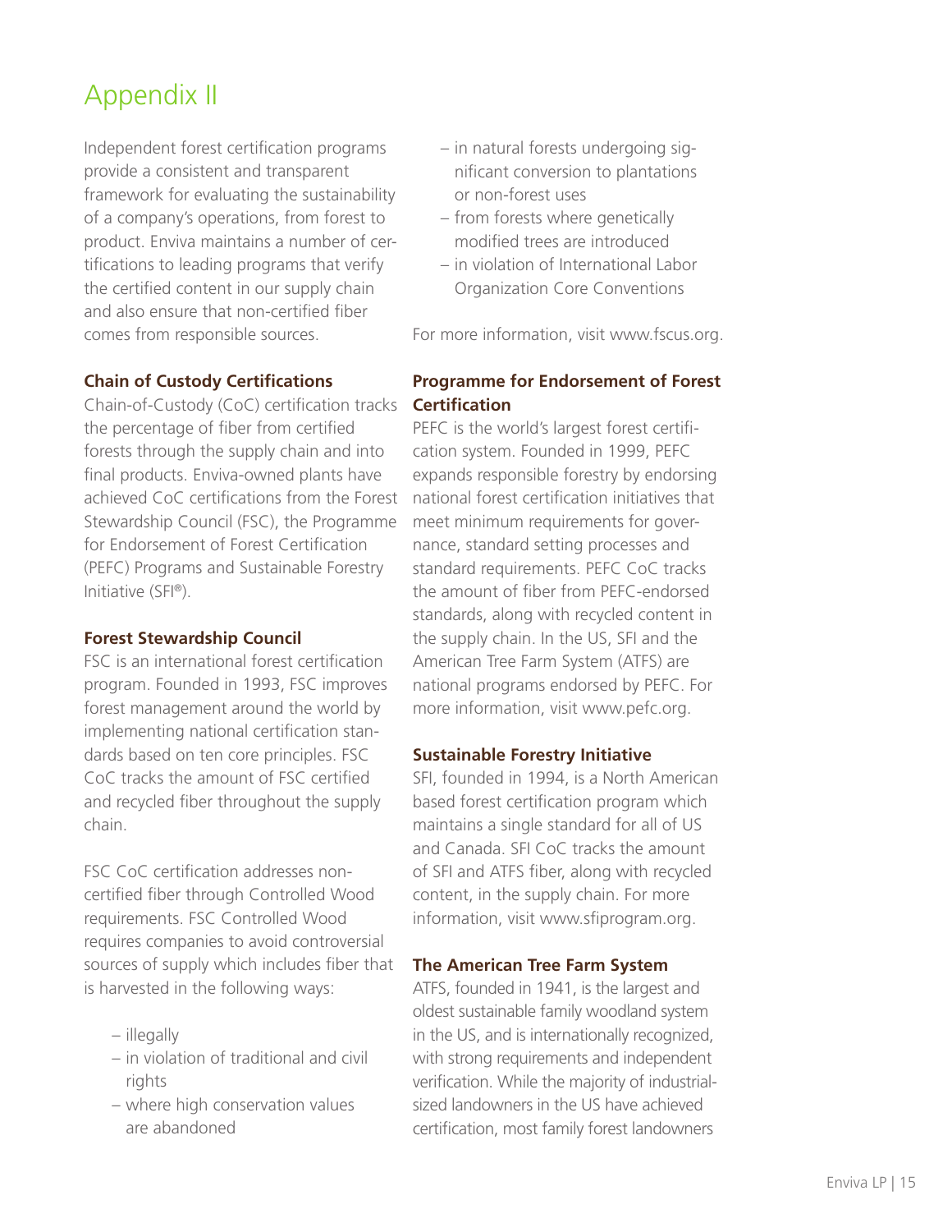# Appendix II

Independent forest certification programs provide a consistent and transparent framework for evaluating the sustainability of a company's operations, from forest to product. Enviva maintains a number of certifications to leading programs that verify the certified content in our supply chain and also ensure that non-certified fiber comes from responsible sources.

**Chain of Custody Certifications**

Chain-of-Custody (CoC) certification tracks the percentage of fiber from certified forests through the supply chain and into final products. Enviva-owned plants have achieved CoC certifications from the Forest Stewardship Council (FSC), the Programme for Endorsement of Forest Certification (PEFC) Programs and Sustainable Forestry Initiative (SFI®).

**Forest Stewardship Council**

FSC is an international forest certification program. Founded in 1993, FSC improves forest management around the world by implementing national certification standards based on ten core principles. FSC CoC tracks the amount of FSC certified and recycled fiber throughout the supply chain.

FSC CoC certification addresses non-certified fiber through Controlled Wood requirements. FSC Controlled Wood requires companies to avoid controversial sources of supply which includes fiber that is harvested in the following ways:

- illegally
- in violation of traditional and civil rights
- where high conservation values are abandoned
- in natural forests undergoing significant conversion to plantations or non-forest uses
- from forests where genetically modified trees are introduced
- in violation of International Labor Organization Core Conventions

For more information, visit www.fscus.org.

**Programme for Endorsement of Forest Certification**

PEFC is the world's largest forest certification system. Founded in 1999, PEFC expands responsible forestry by endorsing national forest certification initiatives that meet minimum requirements for governance, standard setting processes and standard requirements. PEFC CoC tracks the amount of fiber from PEFC-endorsed standards, along with recycled content in the supply chain. In the US, SFI and the American Tree Farm System (ATFS) are national programs endorsed by PEFC. For more information, visit www.pefc.org.

**Sustainable Forestry Initiative**

SFI, founded in 1994, is a North American based forest certification program which maintains a single standard for all of US and Canada. SFI CoC tracks the amount of SFI and ATFS fiber, along with recycled content, in the supply chain. For more information, visit www.sfiprogram.org.

**The American Tree Farm System**

ATFS, founded in 1941, is the largest and oldest sustainable family woodland system in the US, and is internationally recognized, with strong requirements and independent verification. While the majority of industrial-sized landowners in the US have achieved certification, most family forest landowners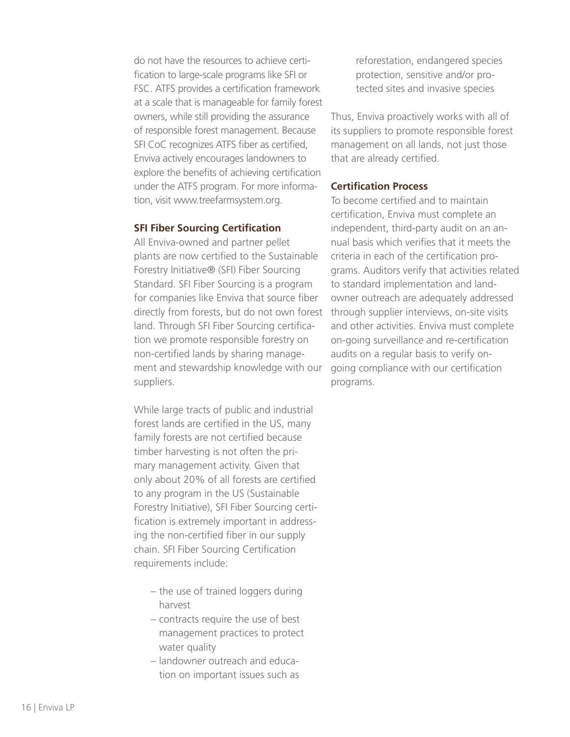do not have the resources to achieve certification to large-scale programs like SFI or FSC. ATFS provides a certification framework at a scale that is manageable for family forest owners, while still providing the assurance of responsible forest management. Because SFI CoC recognizes ATFS fiber as certified, Enviva actively encourages landowners to explore the benefits of achieving certification under the ATFS program. For more information, visit www.treefarmsystem.org.

**SFI Fiber Sourcing Certification**

All Enviva-owned and partner pellet plants are now certified to the Sustainable Forestry Initiative® (SFI) Fiber Sourcing Standard. SFI Fiber Sourcing is a program for companies like Enviva that source fiber directly from forests, but do not own forest land. Through SFI Fiber Sourcing certification we promote responsible forestry on non-certified lands by sharing management and stewardship knowledge with our suppliers.

While large tracts of public and industrial forest lands are certified in the US, many family forests are not certified because timber harvesting is not often the primary management activity. Given that only about 20% of all forests are certified to any program in the US (Sustainable Forestry Initiative), SFI Fiber Sourcing certification is extremely important in addressing the non-certified fiber in our supply chain. SFI Fiber Sourcing Certification requirements include:

- the use of trained loggers during harvest
- contracts require the use of best management practices to protect water quality
- landowner outreach and education on important issues such as reforestation, endangered species protection, sensitive and/or protected sites and invasive species

Thus, Enviva proactively works with all of its suppliers to promote responsible forest management on all lands, not just those that are already certified.

**Certification Process**

To become certified and to maintain certification, Enviva must complete an independent, third-party audit on an annual basis which verifies that it meets the criteria in each of the certification programs. Auditors verify that activities related to standard implementation and landowner outreach are adequately addressed through supplier interviews, on-site visits and other activities. Enviva must complete on-going surveillance and re-certification audits on a regular basis to verify on-going compliance with our certification programs.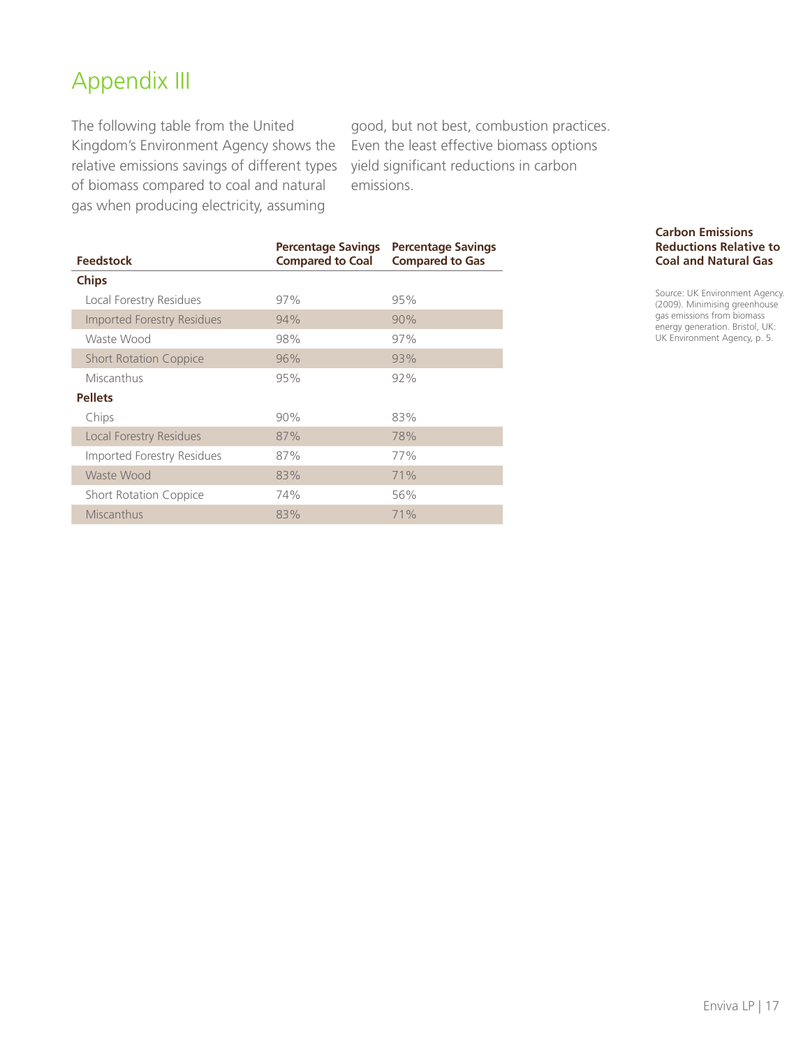# Appendix III

The following table from the United Kingdom's Environment Agency shows the relative emissions savings of different types of biomass compared to coal and natural gas when producing electricity, assuming good, but not best, combustion practices. Even the least effective biomass options yield significant reductions in carbon emissions.

**Carbon Emissions Reductions Relative to Coal and Natural Gas**

| Feedstock | Percentage Savings Compared to Coal | Percentage Savings Compared to Gas |
|---|---|---|
| **Chips** | | |
| Local Forestry Residues | 97% | 95% |
| Imported Forestry Residues | 94% | 90% |
| Waste Wood | 98% | 97% |
| Short Rotation Coppice | 96% | 93% |
| Miscanthus | 95% | 92% |
| **Pellets** | | |
| Chips | 90% | 83% |
| Local Forestry Residues | 87% | 78% |
| Imported Forestry Residues | 87% | 77% |
| Waste Wood | 83% | 71% |
| Short Rotation Coppice | 74% | 56% |
| Miscanthus | 83% | 71% |

Source: UK Environment Agency. (2009). Minimising greenhouse gas emissions from biomass energy generation. Bristol, UK: UK Environment Agency, p. 5.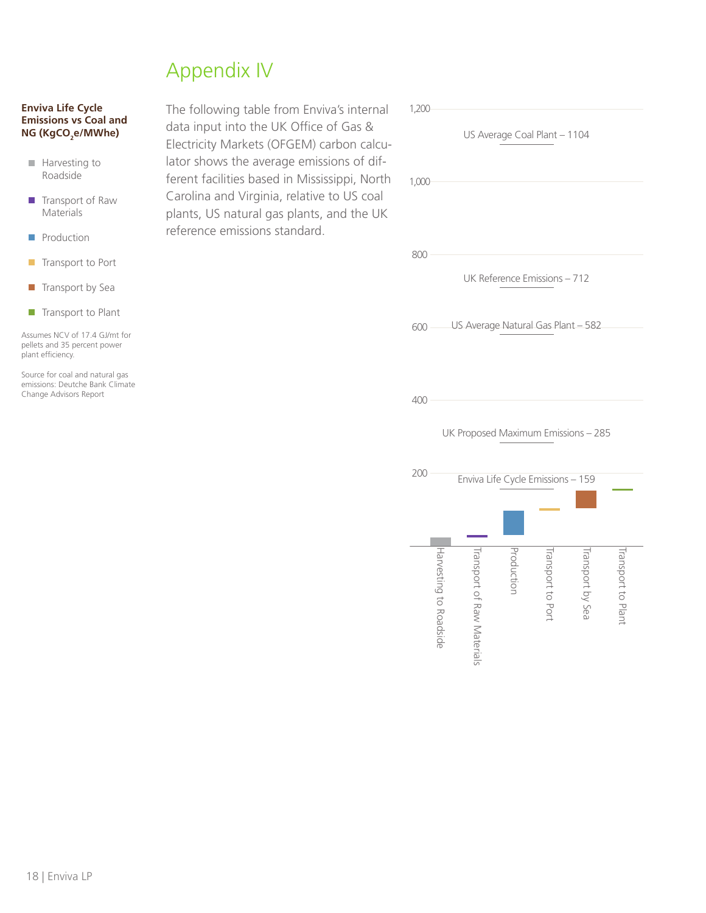# Appendix IV

The following table from Enviva's internal data input into the UK Office of Gas & Electricity Markets (OFGEM) carbon calculator shows the average emissions of different facilities based in Mississippi, North Carolina and Virginia, relative to US coal plants, US natural gas plants, and the UK reference emissions standard.

**Enviva Life Cycle Emissions vs Coal and NG ($KgCO_2e/MWhe$)**

- Harvesting to Roadside
- Transport of Raw Materials
- Production
- Transport to Port
- Transport by Sea
- Transport to Plant

Assumes NCV of 17.4 GJ/mt for pellets and 35 percent power plant efficiency.

Source for coal and natural gas emissions: Deutche Bank Climate Change Advisors Report

| Reference | $KgCO_2e/MWhe$ |
| --- | --- |
| US Average Coal Plant | 1104 |
| UK Reference Emissions | 712 |
| US Average Natural Gas Plant | 582 |
| UK Proposed Maximum Emissions | 285 |
| Enviva Life Cycle Emissions | 159 |

Chart stages: Harvesting to Roadside, Transport of Raw Materials, Production, Transport to Port, Transport by Sea, Transport to Plant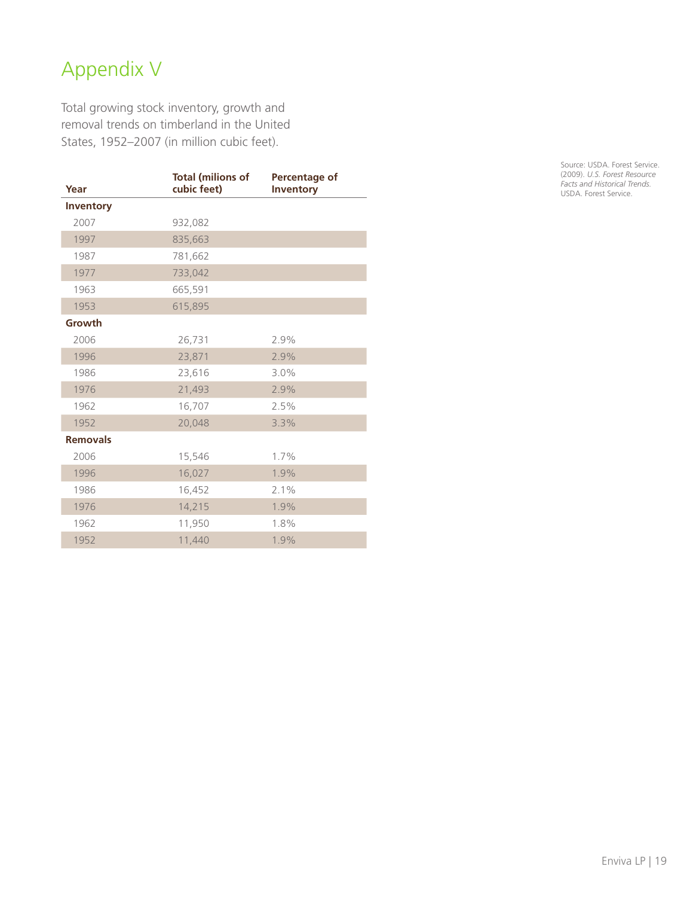# Appendix V

Total growing stock inventory, growth and removal trends on timberland in the United States, 1952–2007 (in million cubic feet).

| Year | Total (milions of cubic feet) | Percentage of Inventory |
|---|---|---|
| **Inventory** | | |
| 2007 | 932,082 | |
| 1997 | 835,663 | |
| 1987 | 781,662 | |
| 1977 | 733,042 | |
| 1963 | 665,591 | |
| 1953 | 615,895 | |
| **Growth** | | |
| 2006 | 26,731 | 2.9% |
| 1996 | 23,871 | 2.9% |
| 1986 | 23,616 | 3.0% |
| 1976 | 21,493 | 2.9% |
| 1962 | 16,707 | 2.5% |
| 1952 | 20,048 | 3.3% |
| **Removals** | | |
| 2006 | 15,546 | 1.7% |
| 1996 | 16,027 | 1.9% |
| 1986 | 16,452 | 2.1% |
| 1976 | 14,215 | 1.9% |
| 1962 | 11,950 | 1.8% |
| 1952 | 11,440 | 1.9% |

Source: USDA. Forest Service. (2009). *U.S. Forest Resource Facts and Historical Trends.* USDA. Forest Service.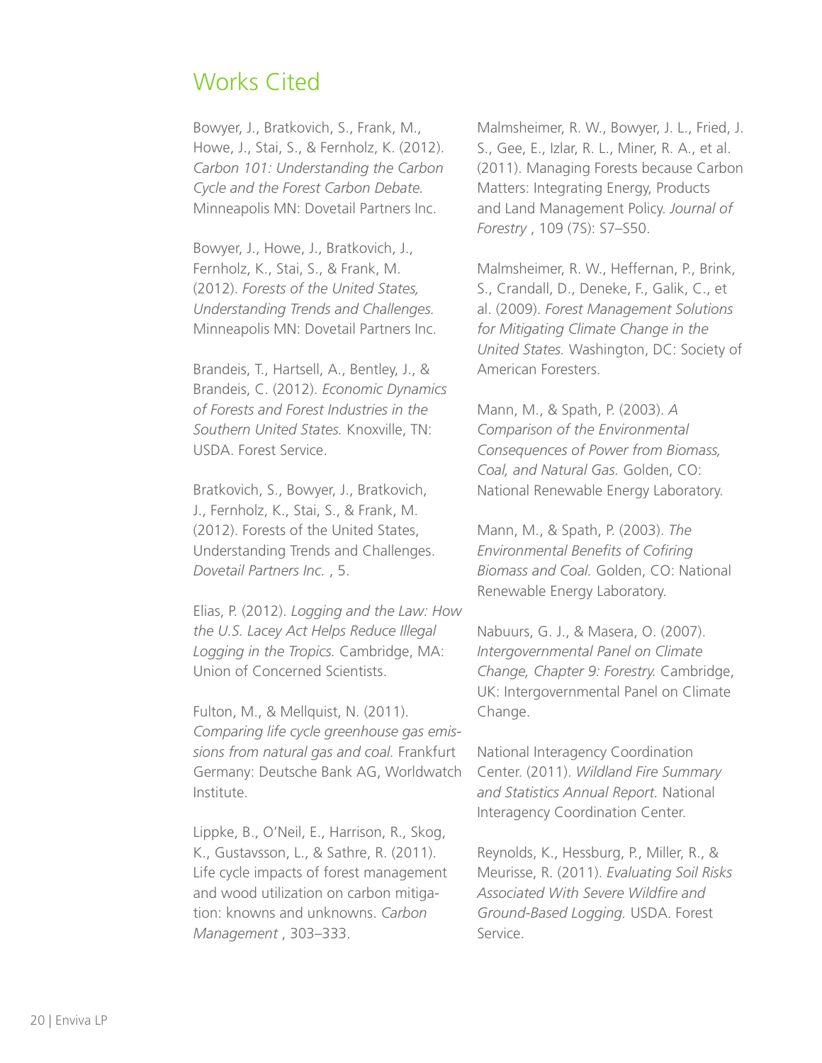# Works Cited

Bowyer, J., Bratkovich, S., Frank, M., Howe, J., Stai, S., & Fernholz, K. (2012). *Carbon 101: Understanding the Carbon Cycle and the Forest Carbon Debate.* Minneapolis MN: Dovetail Partners Inc.

Bowyer, J., Howe, J., Bratkovich, J., Fernholz, K., Stai, S., & Frank, M. (2012). *Forests of the United States, Understanding Trends and Challenges.* Minneapolis MN: Dovetail Partners Inc.

Brandeis, T., Hartsell, A., Bentley, J., & Brandeis, C. (2012). *Economic Dynamics of Forests and Forest Industries in the Southern United States.* Knoxville, TN: USDA. Forest Service.

Bratkovich, S., Bowyer, J., Bratkovich, J., Fernholz, K., Stai, S., & Frank, M. (2012). Forests of the United States, Understanding Trends and Challenges. *Dovetail Partners Inc.* , 5.

Elias, P. (2012). *Logging and the Law: How the U.S. Lacey Act Helps Reduce Illegal Logging in the Tropics.* Cambridge, MA: Union of Concerned Scientists.

Fulton, M., & Mellquist, N. (2011). *Comparing life cycle greenhouse gas emissions from natural gas and coal.* Frankfurt Germany: Deutsche Bank AG, Worldwatch Institute.

Lippke, B., O'Neil, E., Harrison, R., Skog, K., Gustavsson, L., & Sathre, R. (2011). Life cycle impacts of forest management and wood utilization on carbon mitigation: knowns and unknowns. *Carbon Management* , 303–333.

Malmsheimer, R. W., Bowyer, J. L., Fried, J. S., Gee, E., Izlar, R. L., Miner, R. A., et al. (2011). Managing Forests because Carbon Matters: Integrating Energy, Products and Land Management Policy. *Journal of Forestry* , 109 (7S): S7–S50.

Malmsheimer, R. W., Heffernan, P., Brink, S., Crandall, D., Deneke, F., Galik, C., et al. (2009). *Forest Management Solutions for Mitigating Climate Change in the United States.* Washington, DC: Society of American Foresters.

Mann, M., & Spath, P. (2003). *A Comparison of the Environmental Consequences of Power from Biomass, Coal, and Natural Gas.* Golden, CO: National Renewable Energy Laboratory.

Mann, M., & Spath, P. (2003). *The Environmental Benefits of Cofiring Biomass and Coal.* Golden, CO: National Renewable Energy Laboratory.

Nabuurs, G. J., & Masera, O. (2007). *Intergovernmental Panel on Climate Change, Chapter 9: Forestry.* Cambridge, UK: Intergovernmental Panel on Climate Change.

National Interagency Coordination Center. (2011). *Wildland Fire Summary and Statistics Annual Report.* National Interagency Coordination Center.

Reynolds, K., Hessburg, P., Miller, R., & Meurisse, R. (2011). *Evaluating Soil Risks Associated With Severe Wildfire and Ground-Based Logging.* USDA. Forest Service.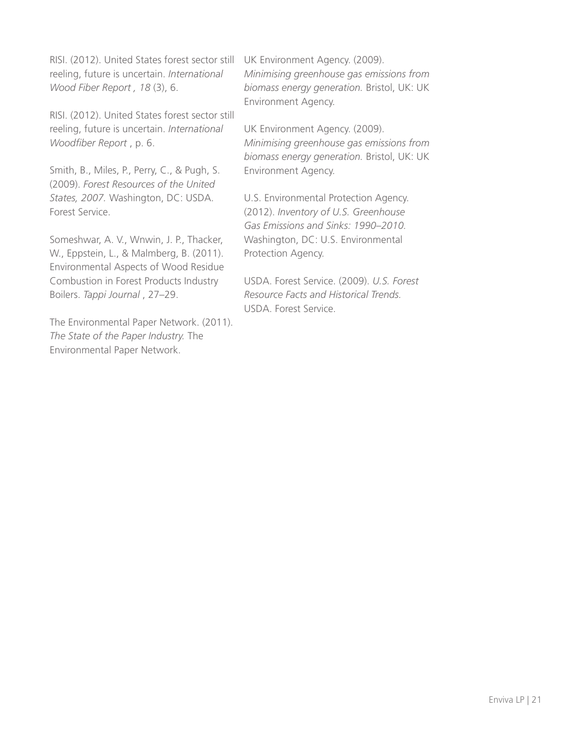RISI. (2012). United States forest sector still reeling, future is uncertain. *International Wood Fiber Report , 18* (3), 6.

RISI. (2012). United States forest sector still reeling, future is uncertain. *International Woodfiber Report* , p. 6.

Smith, B., Miles, P., Perry, C., & Pugh, S. (2009). *Forest Resources of the United States, 2007.* Washington, DC: USDA. Forest Service.

Someshwar, A. V., Wnwin, J. P., Thacker, W., Eppstein, L., & Malmberg, B. (2011). Environmental Aspects of Wood Residue Combustion in Forest Products Industry Boilers. *Tappi Journal* , 27–29.

The Environmental Paper Network. (2011). *The State of the Paper Industry.* The Environmental Paper Network.

UK Environment Agency. (2009). *Minimising greenhouse gas emissions from biomass energy generation.* Bristol, UK: UK Environment Agency.

UK Environment Agency. (2009). *Minimising greenhouse gas emissions from biomass energy generation.* Bristol, UK: UK Environment Agency.

U.S. Environmental Protection Agency. (2012). *Inventory of U.S. Greenhouse Gas Emissions and Sinks: 1990–2010.* Washington, DC: U.S. Environmental Protection Agency.

USDA. Forest Service. (2009). *U.S. Forest Resource Facts and Historical Trends.* USDA. Forest Service.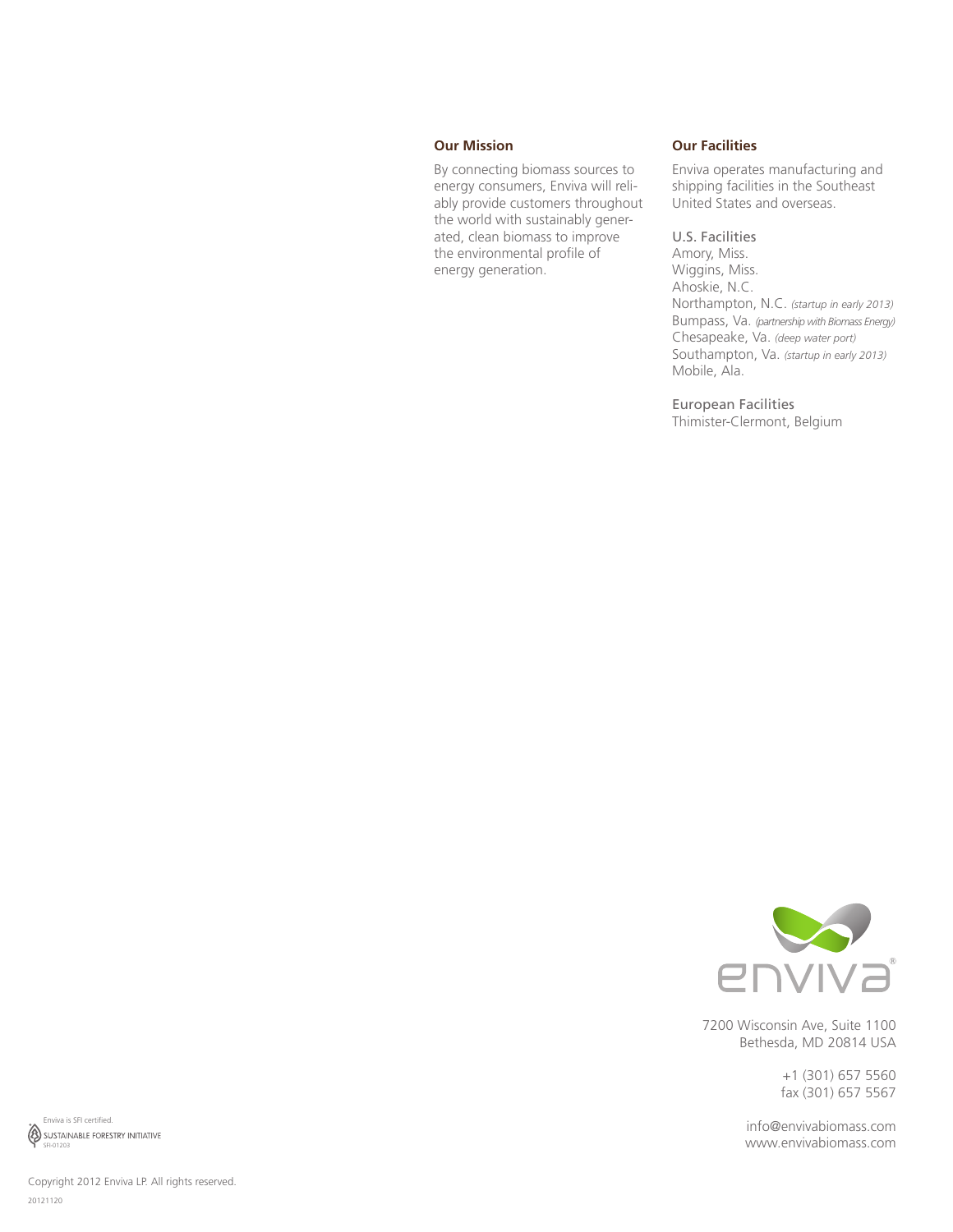## Our Mission

By connecting biomass sources to energy consumers, Enviva will reliably provide customers throughout the world with sustainably generated, clean biomass to improve the environmental profile of energy generation.

## Our Facilities

Enviva operates manufacturing and shipping facilities in the Southeast United States and overseas.

U.S. Facilities
Amory, Miss.
Wiggins, Miss.
Ahoskie, N.C.
Northampton, N.C. *(startup in early 2013)*
Bumpass, Va. *(partnership with Biomass Energy)*
Chesapeake, Va. *(deep water port)*
Southampton, Va. *(startup in early 2013)*
Mobile, Ala.

European Facilities
Thimister-Clermont, Belgium

enviva®

7200 Wisconsin Ave, Suite 1100
Bethesda, MD 20814 USA

+1 (301) 657 5560
fax (301) 657 5567

info@envivabiomass.com
www.envivabiomass.com

Enviva is SFI certified.
SUSTAINABLE FORESTRY INITIATIVE
SFI-01203

Copyright 2012 Enviva LP. All rights reserved.

20121120